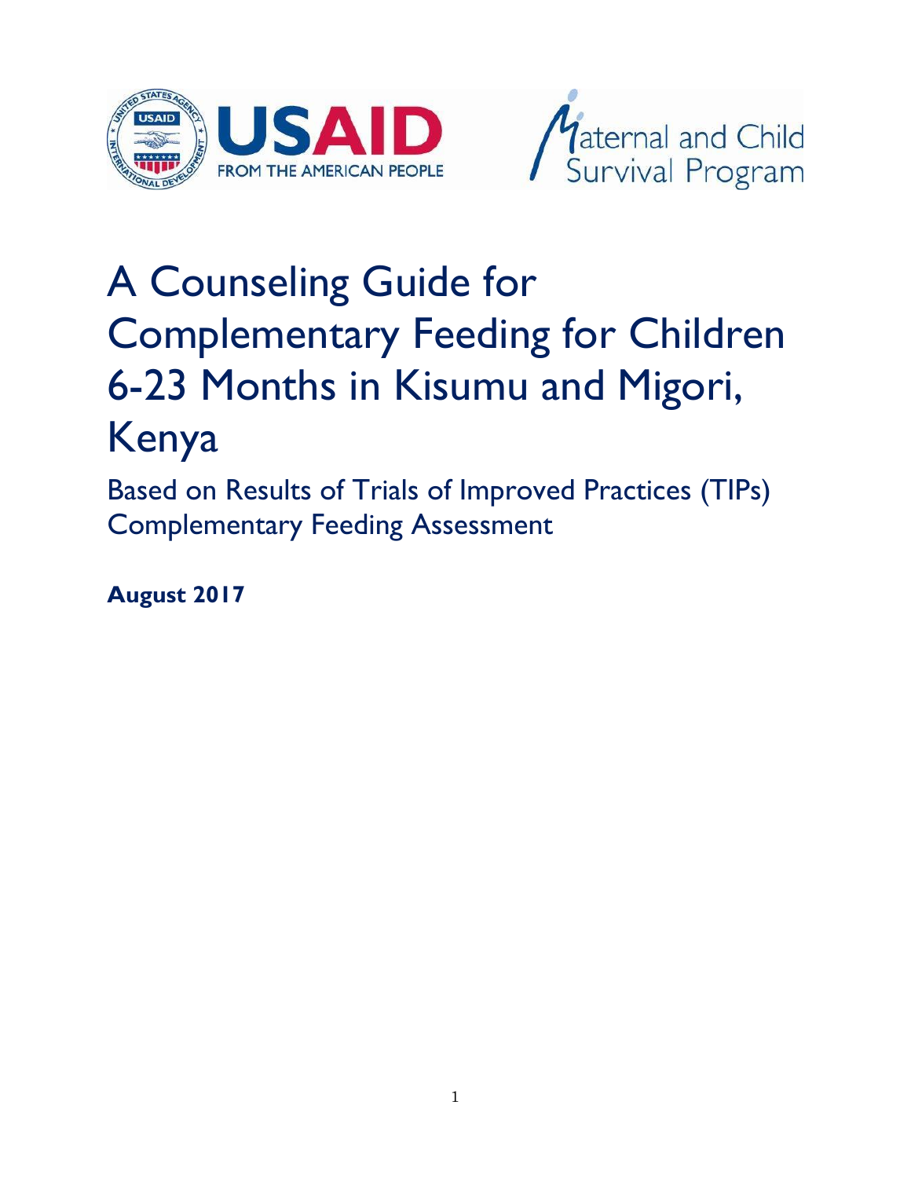# A Counseling Guide for Complementary Feeding for Children 6-23 Months in Kisumu and Migori, Kenya

## Based on Results of Trials of Improved Practices (TIPs) Complementary Feeding Assessment

**August 2017**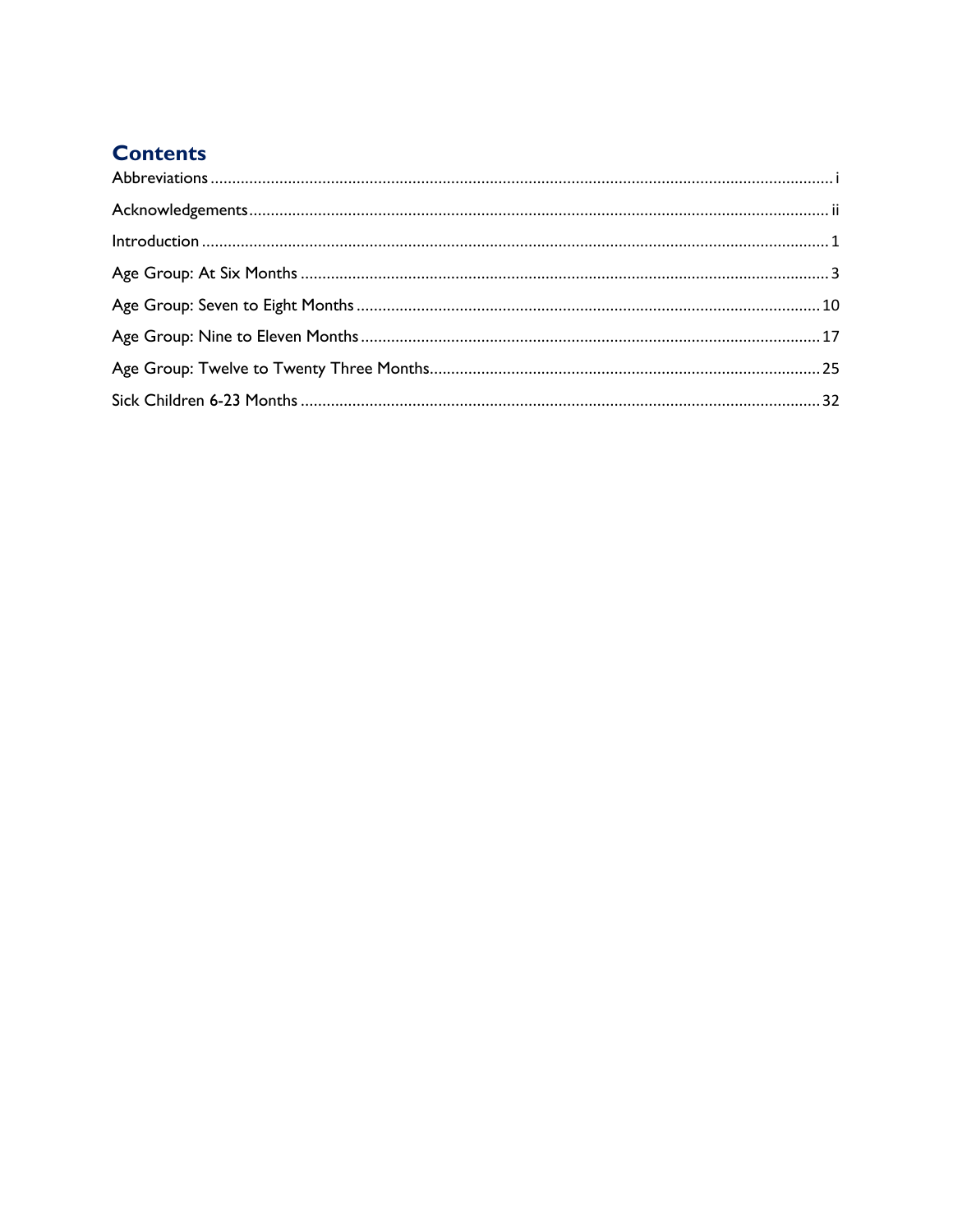# Contents

Abbreviations ........................................................................................................................................ i

Acknowledgements ............................................................................................................................. ii

Introduction ........................................................................................................................................ 1

Age Group: At Six Months .................................................................................................................. 3

Age Group: Seven to Eight Months .................................................................................................... 10

Age Group: Nine to Eleven Months .................................................................................................... 17

Age Group: Twelve to Twenty Three Months ..................................................................................... 25

Sick Children 6-23 Months ................................................................................................................. 32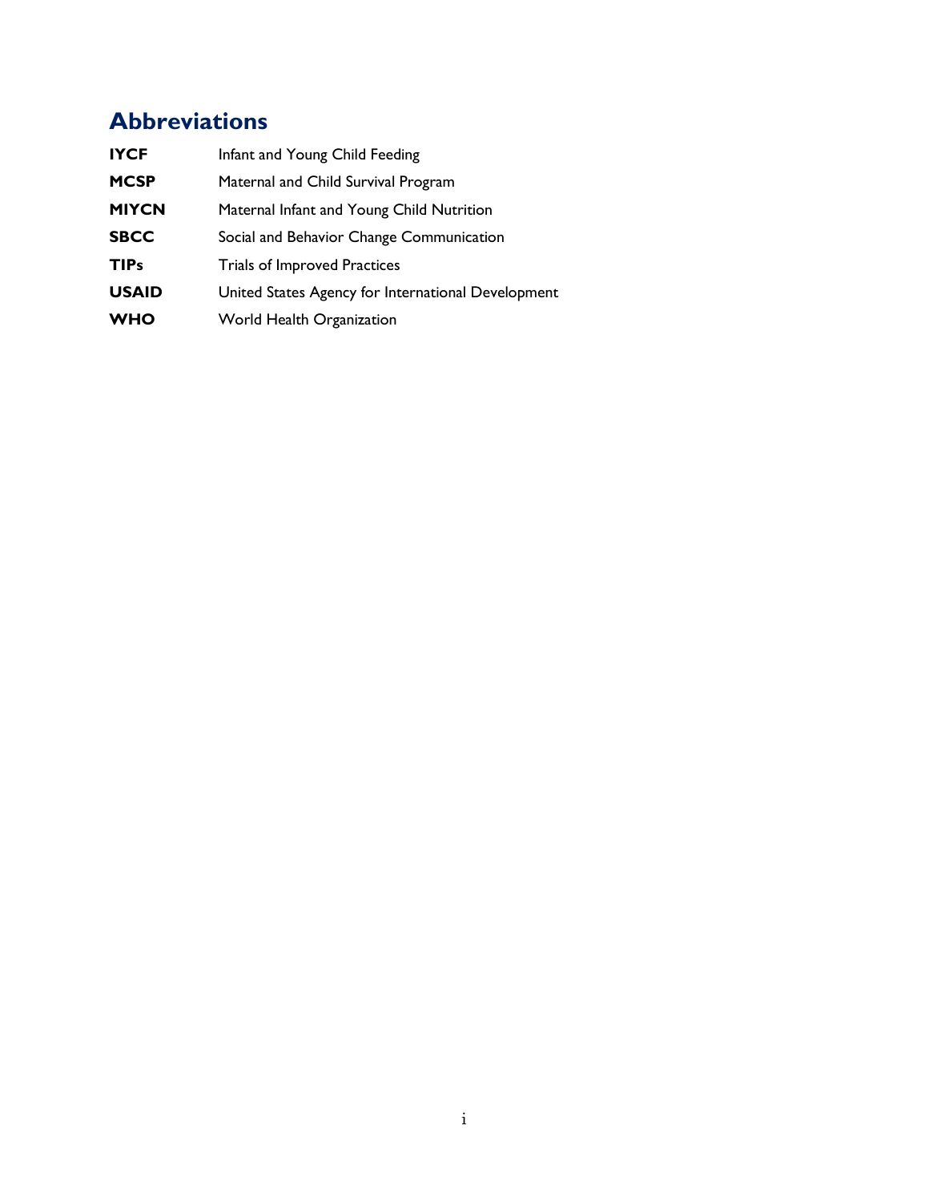# Abbreviations

| | |
|---|---|
| **IYCF** | Infant and Young Child Feeding |
| **MCSP** | Maternal and Child Survival Program |
| **MIYCN** | Maternal Infant and Young Child Nutrition |
| **SBCC** | Social and Behavior Change Communication |
| **TIPs** | Trials of Improved Practices |
| **USAID** | United States Agency for International Development |
| **WHO** | World Health Organization |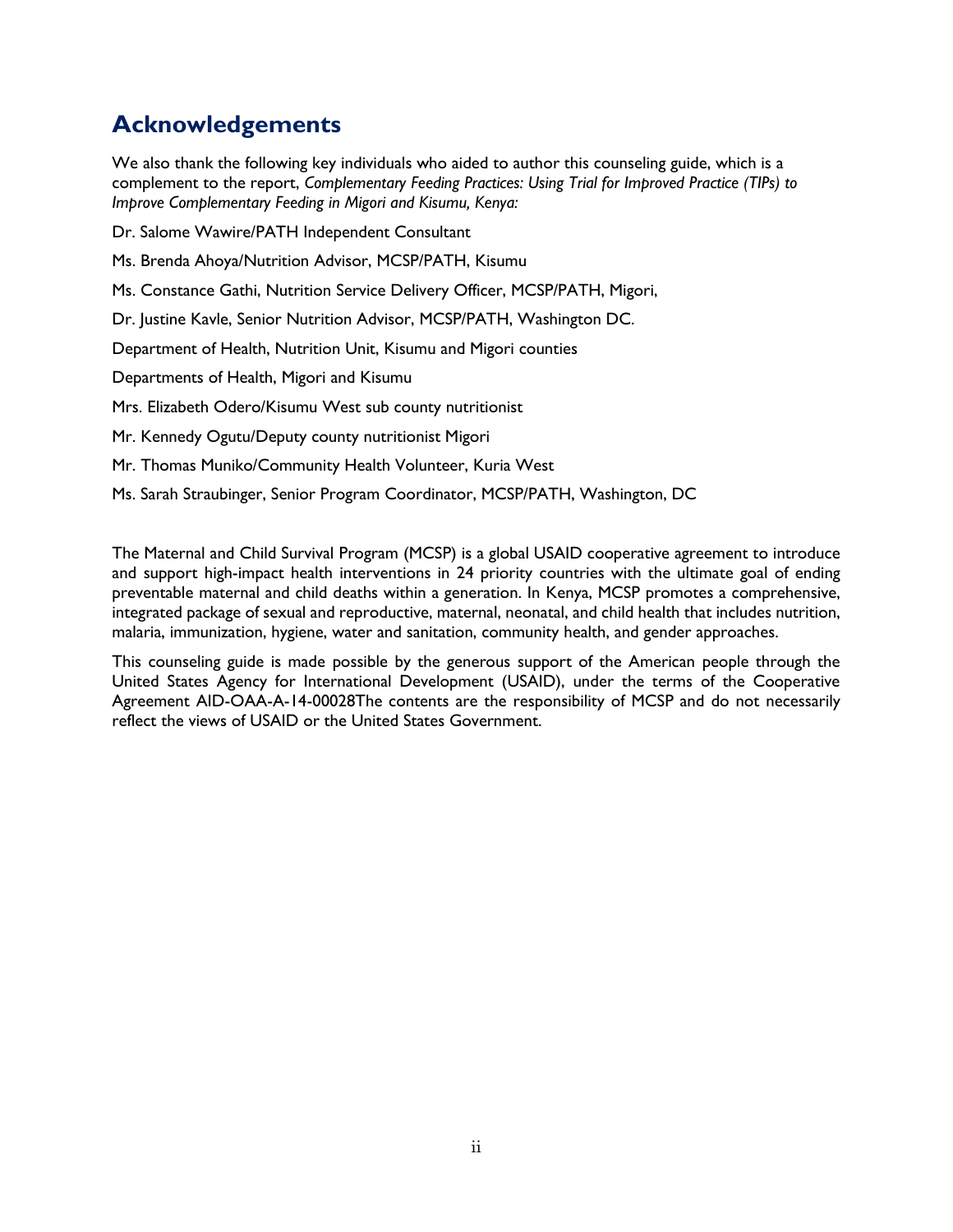## Acknowledgements

We also thank the following key individuals who aided to author this counseling guide, which is a complement to the report, *Complementary Feeding Practices: Using Trial for Improved Practice (TIPs) to Improve Complementary Feeding in Migori and Kisumu, Kenya:*

Dr. Salome Wawire/PATH Independent Consultant

Ms. Brenda Ahoya/Nutrition Advisor, MCSP/PATH, Kisumu

Ms. Constance Gathi, Nutrition Service Delivery Officer, MCSP/PATH, Migori,

Dr. Justine Kavle, Senior Nutrition Advisor, MCSP/PATH, Washington DC.

Department of Health, Nutrition Unit, Kisumu and Migori counties

Departments of Health, Migori and Kisumu

Mrs. Elizabeth Odero/Kisumu West sub county nutritionist

Mr. Kennedy Ogutu/Deputy county nutritionist Migori

Mr. Thomas Muniko/Community Health Volunteer, Kuria West

Ms. Sarah Straubinger, Senior Program Coordinator, MCSP/PATH, Washington, DC

The Maternal and Child Survival Program (MCSP) is a global USAID cooperative agreement to introduce and support high-impact health interventions in 24 priority countries with the ultimate goal of ending preventable maternal and child deaths within a generation. In Kenya, MCSP promotes a comprehensive, integrated package of sexual and reproductive, maternal, neonatal, and child health that includes nutrition, malaria, immunization, hygiene, water and sanitation, community health, and gender approaches.

This counseling guide is made possible by the generous support of the American people through the United States Agency for International Development (USAID), under the terms of the Cooperative Agreement AID-OAA-A-14-00028The contents are the responsibility of MCSP and do not necessarily reflect the views of USAID or the United States Government.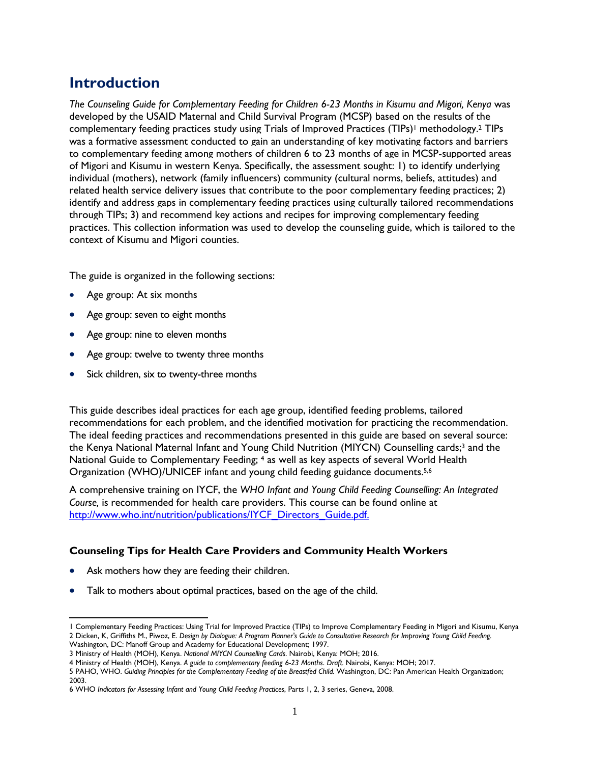# Introduction

*The Counseling Guide for Complementary Feeding for Children 6-23 Months in Kisumu and Migori, Kenya* was developed by the USAID Maternal and Child Survival Program (MCSP) based on the results of the complementary feeding practices study using Trials of Improved Practices (TIPs)[1] methodology.[2] TIPs was a formative assessment conducted to gain an understanding of key motivating factors and barriers to complementary feeding among mothers of children 6 to 23 months of age in MCSP-supported areas of Migori and Kisumu in western Kenya. Specifically, the assessment sought: 1) to identify underlying individual (mothers), network (family influencers) community (cultural norms, beliefs, attitudes) and related health service delivery issues that contribute to the poor complementary feeding practices; 2) identify and address gaps in complementary feeding practices using culturally tailored recommendations through TIPs; 3) and recommend key actions and recipes for improving complementary feeding practices. This collection information was used to develop the counseling guide, which is tailored to the context of Kisumu and Migori counties.

The guide is organized in the following sections:

- Age group: At six months
- Age group: seven to eight months
- Age group: nine to eleven months
- Age group: twelve to twenty three months
- Sick children, six to twenty-three months

This guide describes ideal practices for each age group, identified feeding problems, tailored recommendations for each problem, and the identified motivation for practicing the recommendation. The ideal feeding practices and recommendations presented in this guide are based on several source: the Kenya National Maternal Infant and Young Child Nutrition (MIYCN) Counselling cards;[3] and the National Guide to Complementary Feeding; [4] as well as key aspects of several World Health Organization (WHO)/UNICEF infant and young child feeding guidance documents.[5,6]

A comprehensive training on IYCF, the *WHO Infant and Young Child Feeding Counselling: An Integrated Course,* is recommended for health care providers. This course can be found online at http://www.who.int/nutrition/publications/IYCF_Directors_Guide.pdf.

### Counseling Tips for Health Care Providers and Community Health Workers

- Ask mothers how they are feeding their children.
- Talk to mothers about optimal practices, based on the age of the child.

---

1 Complementary Feeding Practices: Using Trial for Improved Practice (TIPs) to Improve Complementary Feeding in Migori and Kisumu, Kenya

2 Dicken, K, Griffiths M., Piwoz, E. *Design by Dialogue: A Program Planner's Guide to Consultative Research for Improving Young Child Feeding.* Washington, DC: Manoff Group and Academy for Educational Development; 1997.

3 Ministry of Health (MOH), Kenya. *National MIYCN Counselling Cards.* Nairobi, Kenya: MOH; 2016.

4 Ministry of Health (MOH), Kenya. *A guide to complementary feeding 6-23 Months*. *Draft.* Nairobi, Kenya: MOH; 2017.

5 PAHO, WHO. *Guiding Principles for the Complementary Feeding of the Breastfed Child.* Washington, DC: Pan American Health Organization; 2003.

6 WHO *Indicators for Assessing Infant and Young Child Feeding Practices*, Parts 1, 2, 3 series, Geneva, 2008.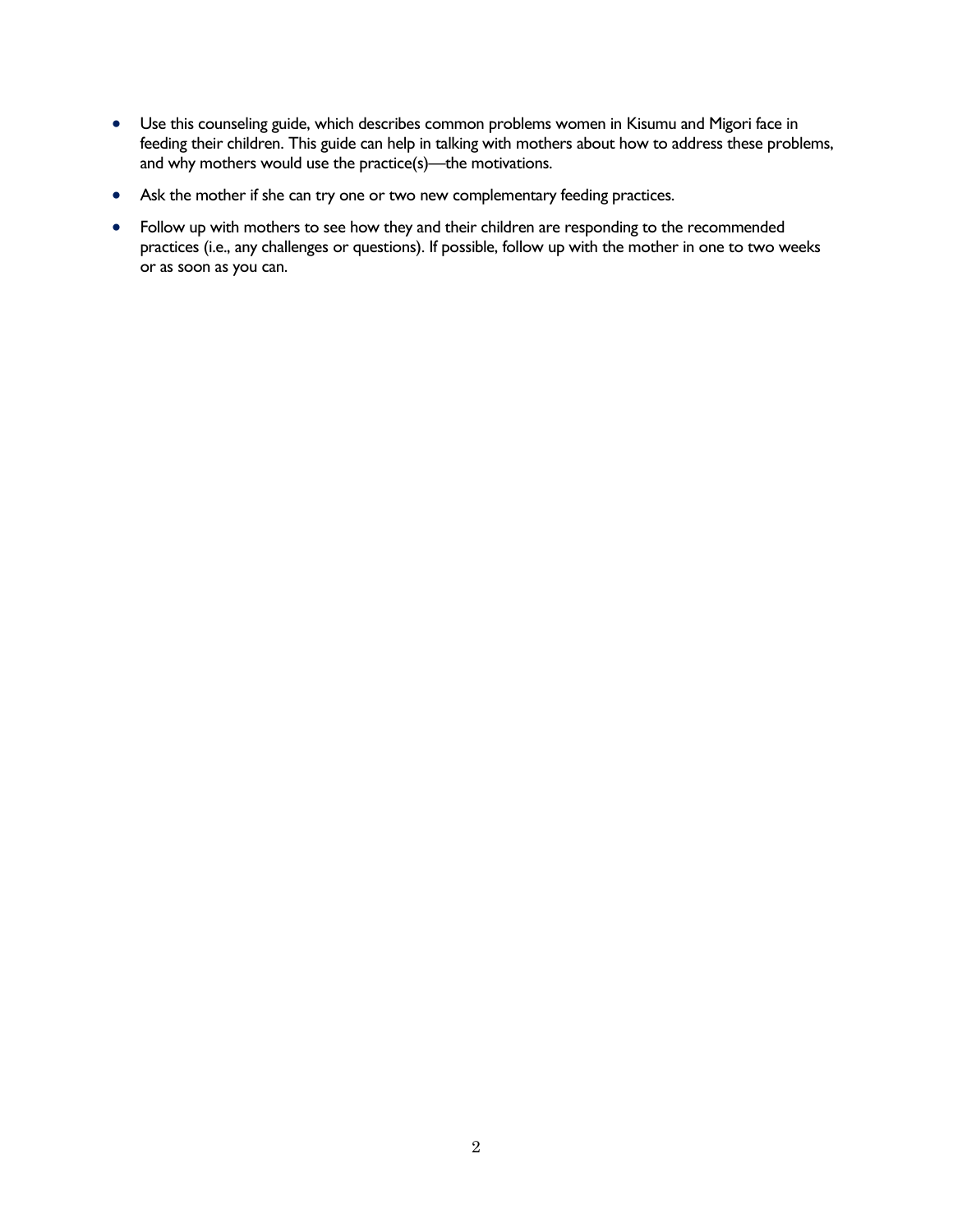- Use this counseling guide, which describes common problems women in Kisumu and Migori face in feeding their children. This guide can help in talking with mothers about how to address these problems, and why mothers would use the practice(s)—the motivations.
- Ask the mother if she can try one or two new complementary feeding practices.
- Follow up with mothers to see how they and their children are responding to the recommended practices (i.e., any challenges or questions). If possible, follow up with the mother in one to two weeks or as soon as you can.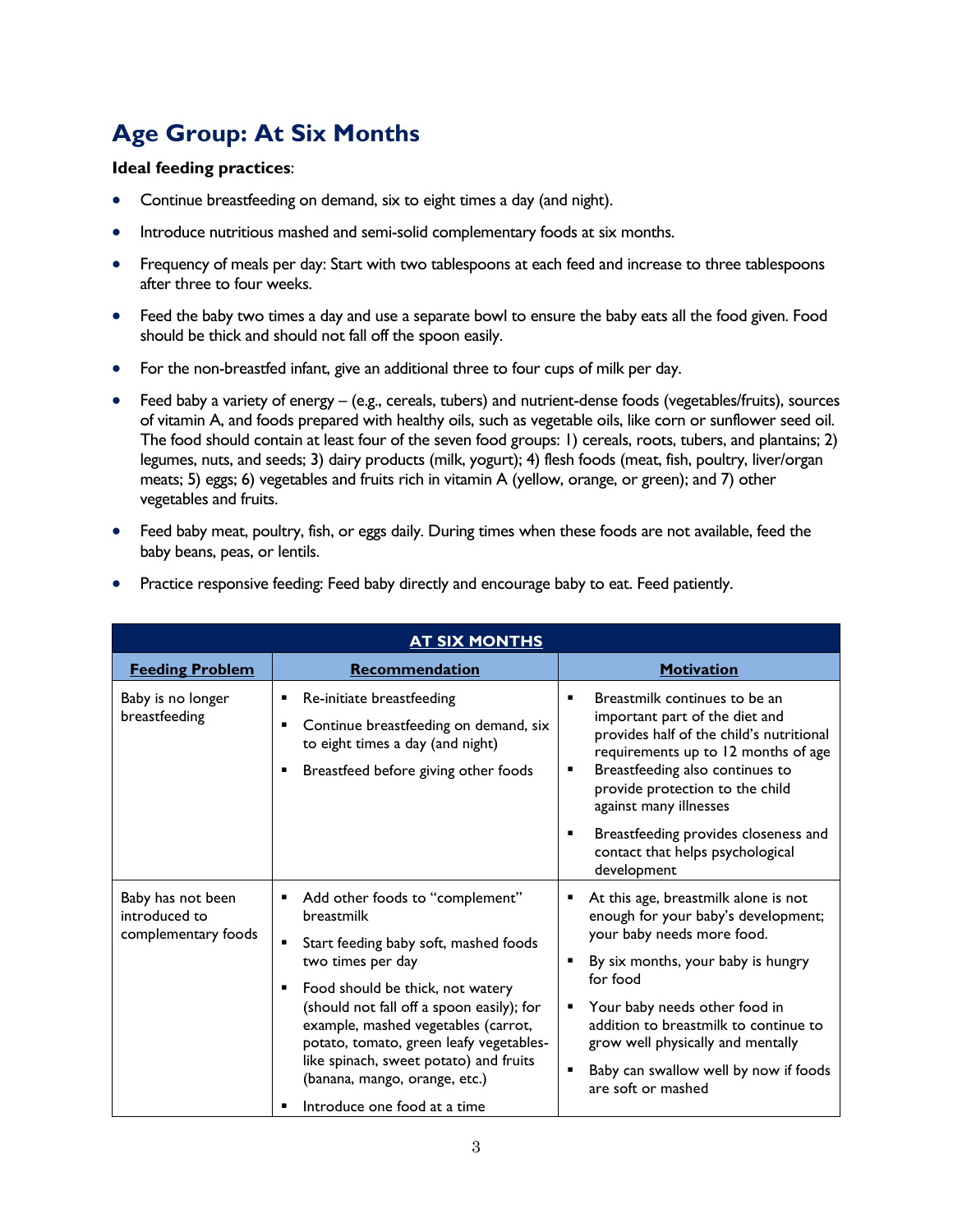## Age Group: At Six Months

**Ideal feeding practices**:

- Continue breastfeeding on demand, six to eight times a day (and night).
- Introduce nutritious mashed and semi-solid complementary foods at six months.
- Frequency of meals per day: Start with two tablespoons at each feed and increase to three tablespoons after three to four weeks.
- Feed the baby two times a day and use a separate bowl to ensure the baby eats all the food given. Food should be thick and should not fall off the spoon easily.
- For the non-breastfed infant, give an additional three to four cups of milk per day.
- Feed baby a variety of energy – (e.g., cereals, tubers) and nutrient-dense foods (vegetables/fruits), sources of vitamin A, and foods prepared with healthy oils, such as vegetable oils, like corn or sunflower seed oil. The food should contain at least four of the seven food groups: 1) cereals, roots, tubers, and plantains; 2) legumes, nuts, and seeds; 3) dairy products (milk, yogurt); 4) flesh foods (meat, fish, poultry, liver/organ meats; 5) eggs; 6) vegetables and fruits rich in vitamin A (yellow, orange, or green); and 7) other vegetables and fruits.
- Feed baby meat, poultry, fish, or eggs daily. During times when these foods are not available, feed the baby beans, peas, or lentils.
- Practice responsive feeding: Feed baby directly and encourage baby to eat. Feed patiently.

| AT SIX MONTHS | | |
|---|---|---|
| **Feeding Problem** | **Recommendation** | **Motivation** |
| Baby is no longer breastfeeding | ▪ Re-initiate breastfeeding<br>▪ Continue breastfeeding on demand, six to eight times a day (and night)<br>▪ Breastfeed before giving other foods | ▪ Breastmilk continues to be an important part of the diet and provides half of the child's nutritional requirements up to 12 months of age<br>▪ Breastfeeding also continues to provide protection to the child against many illnesses<br>▪ Breastfeeding provides closeness and contact that helps psychological development |
| Baby has not been introduced to complementary foods | ▪ Add other foods to "complement" breastmilk<br>▪ Start feeding baby soft, mashed foods two times per day<br>▪ Food should be thick, not watery (should not fall off a spoon easily); for example, mashed vegetables (carrot, potato, tomato, green leafy vegetables- like spinach, sweet potato) and fruits (banana, mango, orange, etc.)<br>▪ Introduce one food at a time | ▪ At this age, breastmilk alone is not enough for your baby's development; your baby needs more food.<br>▪ By six months, your baby is hungry for food<br>▪ Your baby needs other food in addition to breastmilk to continue to grow well physically and mentally<br>▪ Baby can swallow well by now if foods are soft or mashed |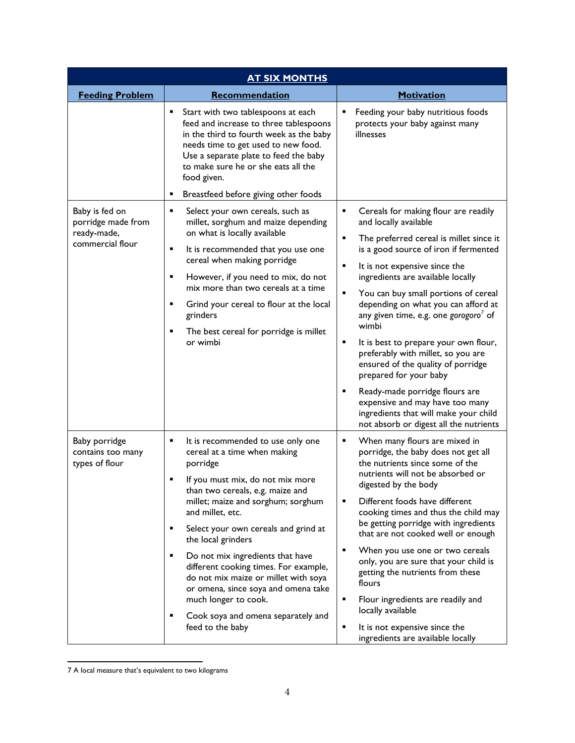| AT SIX MONTHS | | |
|---|---|---|
| **Feeding Problem** | **Recommendation** | **Motivation** |
| | ▪ Start with two tablespoons at each feed and increase to three tablespoons in the third to fourth week as the baby needs time to get used to new food. Use a separate plate to feed the baby to make sure he or she eats all the food given.<br>▪ Breastfeed before giving other foods | ▪ Feeding your baby nutritious foods protects your baby against many illnesses |
| Baby is fed on porridge made from ready-made, commercial flour | ▪ Select your own cereals, such as millet, sorghum and maize depending on what is locally available<br>▪ It is recommended that you use one cereal when making porridge<br>▪ However, if you need to mix, do not mix more than two cereals at a time<br>▪ Grind your cereal to flour at the local grinders<br>▪ The best cereal for porridge is millet or wimbi | ▪ Cereals for making flour are readily and locally available<br>▪ The preferred cereal is millet since it is a good source of iron if fermented<br>▪ It is not expensive since the ingredients are available locally<br>▪ You can buy small portions of cereal depending on what you can afford at any given time, e.g. one *gorogoro*[7] of wimbi<br>▪ It is best to prepare your own flour, preferably with millet, so you are ensured of the quality of porridge prepared for your baby<br>▪ Ready-made porridge flours are expensive and may have too many ingredients that will make your child not absorb or digest all the nutrients |
| Baby porridge contains too many types of flour | ▪ It is recommended to use only one cereal at a time when making porridge<br>▪ If you must mix, do not mix more than two cereals, e.g. maize and millet; maize and sorghum; sorghum and millet, etc.<br>▪ Select your own cereals and grind at the local grinders<br>▪ Do not mix ingredients that have different cooking times. For example, do not mix maize or millet with soya or omena, since soya and omena take much longer to cook.<br>▪ Cook soya and omena separately and feed to the baby | ▪ When many flours are mixed in porridge, the baby does not get all the nutrients since some of the nutrients will not be absorbed or digested by the body<br>▪ Different foods have different cooking times and thus the child may be getting porridge with ingredients that are not cooked well or enough<br>▪ When you use one or two cereals only, you are sure that your child is getting the nutrients from these flours<br>▪ Flour ingredients are readily and locally available<br>▪ It is not expensive since the ingredients are available locally |

7 A local measure that's equivalent to two kilograms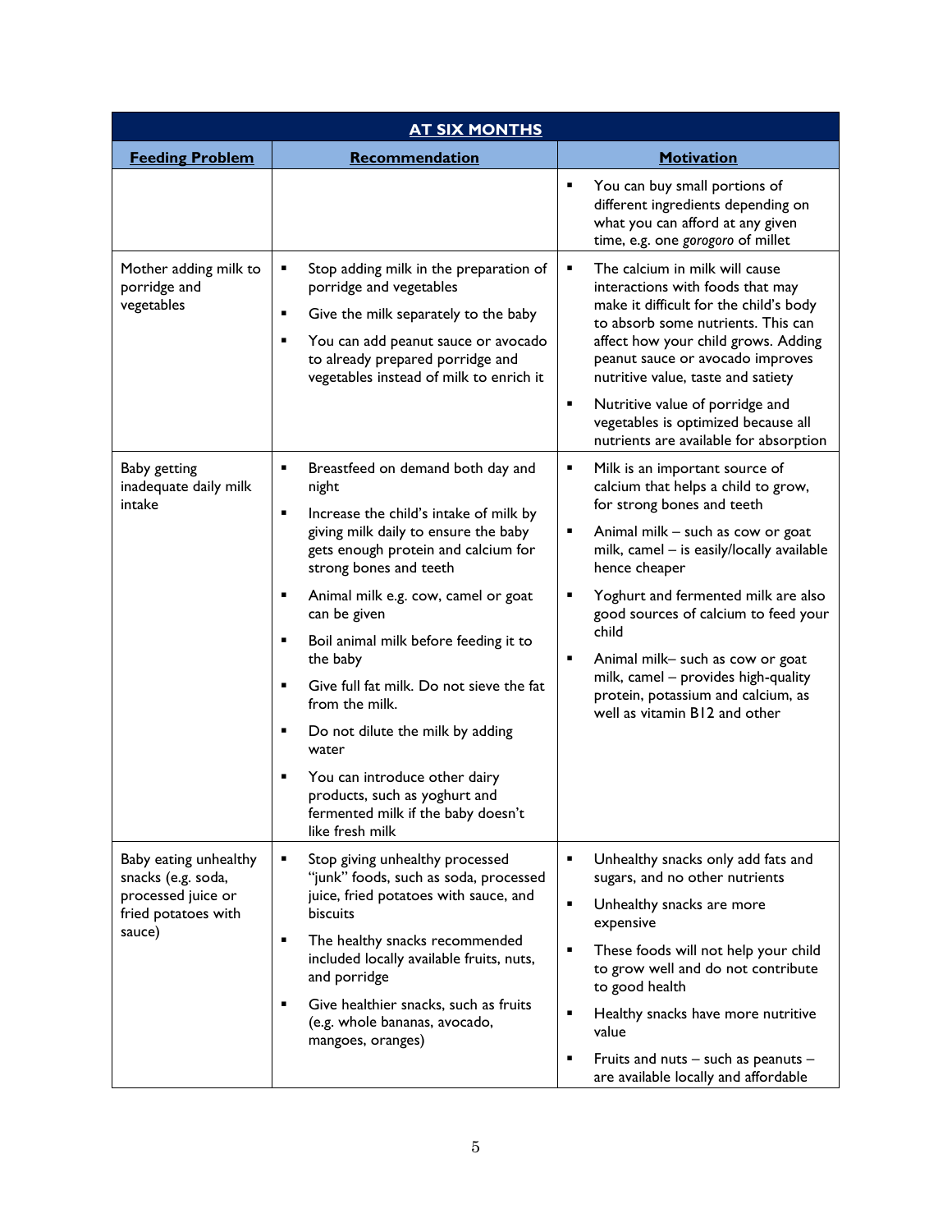| AT SIX MONTHS | | |
|---|---|---|
| **Feeding Problem** | **Recommendation** | **Motivation** |
| | | ▪ You can buy small portions of different ingredients depending on what you can afford at any given time, e.g. one *gorogoro* of millet |
| Mother adding milk to porridge and vegetables | ▪ Stop adding milk in the preparation of porridge and vegetables<br>▪ Give the milk separately to the baby<br>▪ You can add peanut sauce or avocado to already prepared porridge and vegetables instead of milk to enrich it | ▪ The calcium in milk will cause interactions with foods that may make it difficult for the child's body to absorb some nutrients. This can affect how your child grows. Adding peanut sauce or avocado improves nutritive value, taste and satiety<br>▪ Nutritive value of porridge and vegetables is optimized because all nutrients are available for absorption |
| Baby getting inadequate daily milk intake | ▪ Breastfeed on demand both day and night<br>▪ Increase the child's intake of milk by giving milk daily to ensure the baby gets enough protein and calcium for strong bones and teeth<br>▪ Animal milk e.g. cow, camel or goat can be given<br>▪ Boil animal milk before feeding it to the baby<br>▪ Give full fat milk. Do not sieve the fat from the milk.<br>▪ Do not dilute the milk by adding water<br>▪ You can introduce other dairy products, such as yoghurt and fermented milk if the baby doesn't like fresh milk | ▪ Milk is an important source of calcium that helps a child to grow, for strong bones and teeth<br>▪ Animal milk – such as cow or goat milk, camel – is easily/locally available hence cheaper<br>▪ Yoghurt and fermented milk are also good sources of calcium to feed your child<br>▪ Animal milk– such as cow or goat milk, camel – provides high-quality protein, potassium and calcium, as well as vitamin B12 and other |
| Baby eating unhealthy snacks (e.g. soda, processed juice or fried potatoes with sauce) | ▪ Stop giving unhealthy processed "junk" foods, such as soda, processed juice, fried potatoes with sauce, and biscuits<br>▪ The healthy snacks recommended included locally available fruits, nuts, and porridge<br>▪ Give healthier snacks, such as fruits (e.g. whole bananas, avocado, mangoes, oranges) | ▪ Unhealthy snacks only add fats and sugars, and no other nutrients<br>▪ Unhealthy snacks are more expensive<br>▪ These foods will not help your child to grow well and do not contribute to good health<br>▪ Healthy snacks have more nutritive value<br>▪ Fruits and nuts – such as peanuts – are available locally and affordable |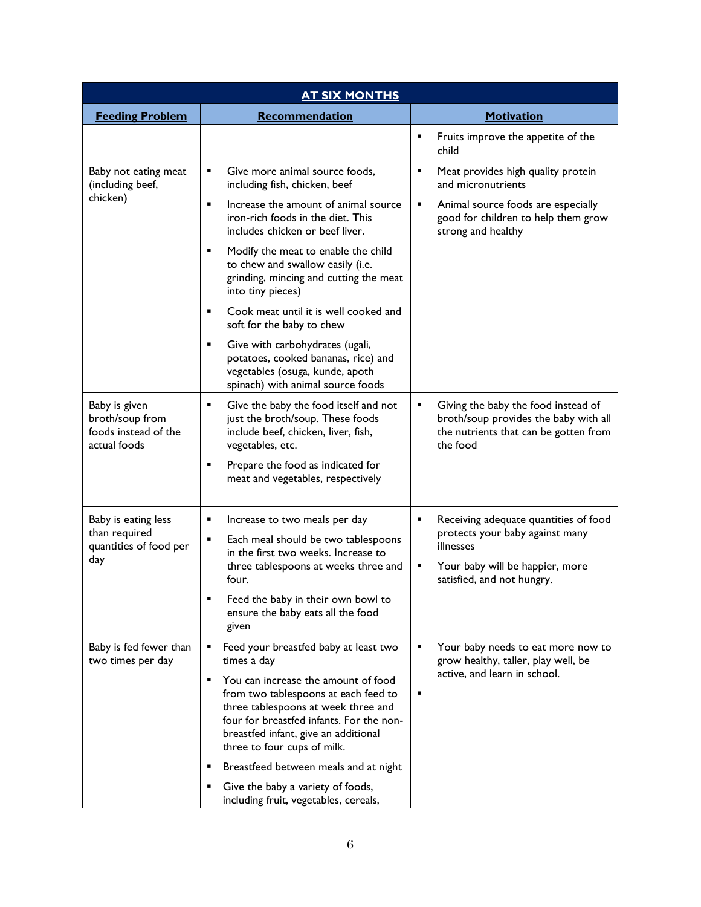| AT SIX MONTHS | | |
|---|---|---|
| **Feeding Problem** | **Recommendation** | **Motivation** |
| | | ▪ Fruits improve the appetite of the child |
| Baby not eating meat (including beef, chicken) | ▪ Give more animal source foods, including fish, chicken, beef<br>▪ Increase the amount of animal source iron-rich foods in the diet. This includes chicken or beef liver.<br>▪ Modify the meat to enable the child to chew and swallow easily (i.e. grinding, mincing and cutting the meat into tiny pieces)<br>▪ Cook meat until it is well cooked and soft for the baby to chew<br>▪ Give with carbohydrates (ugali, potatoes, cooked bananas, rice) and vegetables (osuga, kunde, apoth spinach) with animal source foods | ▪ Meat provides high quality protein and micronutrients<br>▪ Animal source foods are especially good for children to help them grow strong and healthy |
| Baby is given broth/soup from foods instead of the actual foods | ▪ Give the baby the food itself and not just the broth/soup. These foods include beef, chicken, liver, fish, vegetables, etc.<br>▪ Prepare the food as indicated for meat and vegetables, respectively | ▪ Giving the baby the food instead of broth/soup provides the baby with all the nutrients that can be gotten from the food |
| Baby is eating less than required quantities of food per day | ▪ Increase to two meals per day<br>▪ Each meal should be two tablespoons in the first two weeks. Increase to three tablespoons at weeks three and four.<br>▪ Feed the baby in their own bowl to ensure the baby eats all the food given | ▪ Receiving adequate quantities of food protects your baby against many illnesses<br>▪ Your baby will be happier, more satisfied, and not hungry. |
| Baby is fed fewer than two times per day | ▪ Feed your breastfed baby at least two times a day<br>▪ You can increase the amount of food from two tablespoons at each feed to three tablespoons at week three and four for breastfed infants. For the non-breastfed infant, give an additional three to four cups of milk.<br>▪ Breastfeed between meals and at night<br>▪ Give the baby a variety of foods, including fruit, vegetables, cereals, | ▪ Your baby needs to eat more now to grow healthy, taller, play well, be active, and learn in school.<br>▪ |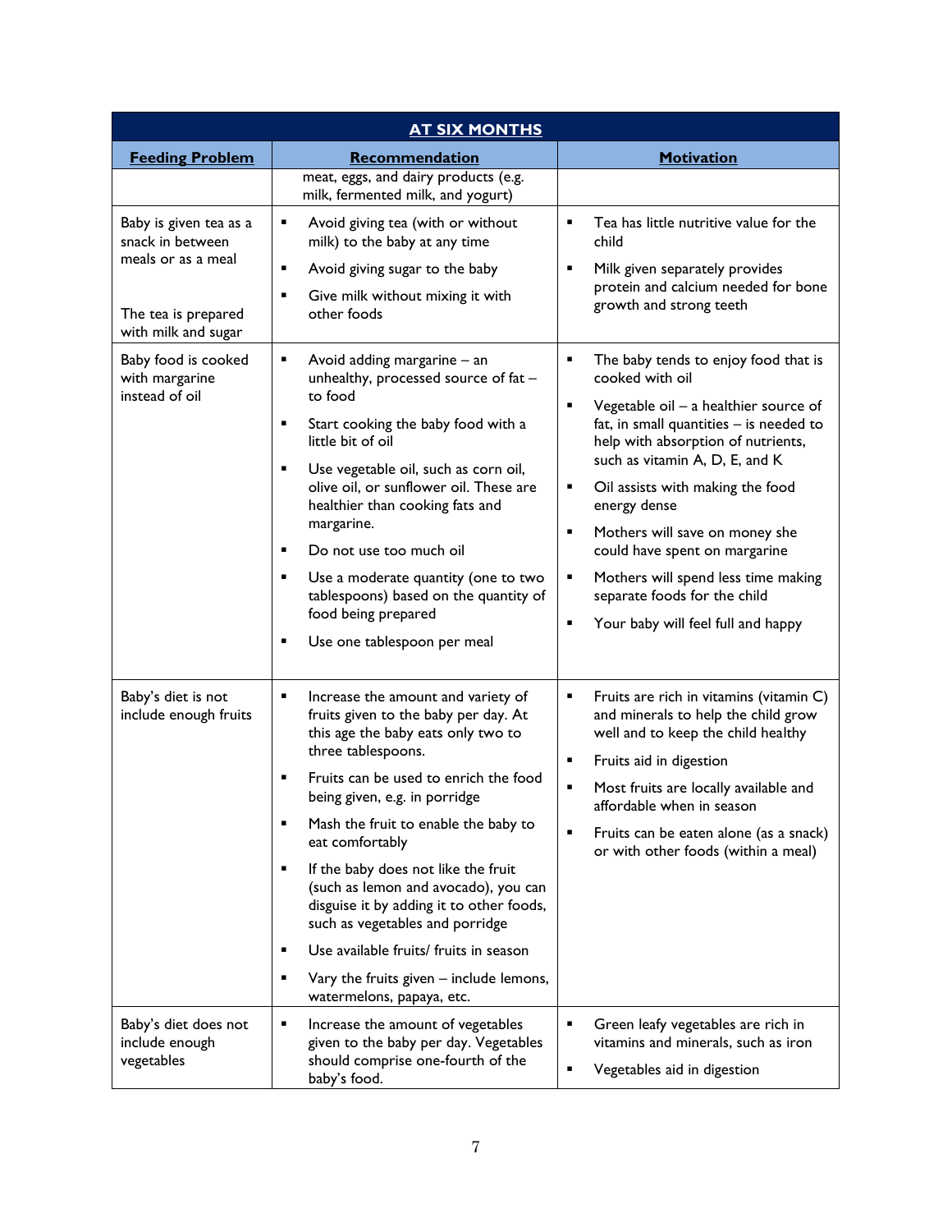| AT SIX MONTHS | | |
|---|---|---|
| **Feeding Problem** | **Recommendation** | **Motivation** |
| | meat, eggs, and dairy products (e.g. milk, fermented milk, and yogurt) | |
| Baby is given tea as a snack in between meals or as a meal<br><br>The tea is prepared with milk and sugar | ▪ Avoid giving tea (with or without milk) to the baby at any time<br>▪ Avoid giving sugar to the baby<br>▪ Give milk without mixing it with other foods | ▪ Tea has little nutritive value for the child<br>▪ Milk given separately provides protein and calcium needed for bone growth and strong teeth |
| Baby food is cooked with margarine instead of oil | ▪ Avoid adding margarine – an unhealthy, processed source of fat – to food<br>▪ Start cooking the baby food with a little bit of oil<br>▪ Use vegetable oil, such as corn oil, olive oil, or sunflower oil. These are healthier than cooking fats and margarine.<br>▪ Do not use too much oil<br>▪ Use a moderate quantity (one to two tablespoons) based on the quantity of food being prepared<br>▪ Use one tablespoon per meal | ▪ The baby tends to enjoy food that is cooked with oil<br>▪ Vegetable oil – a healthier source of fat, in small quantities – is needed to help with absorption of nutrients, such as vitamin A, D, E, and K<br>▪ Oil assists with making the food energy dense<br>▪ Mothers will save on money she could have spent on margarine<br>▪ Mothers will spend less time making separate foods for the child<br>▪ Your baby will feel full and happy |
| Baby's diet is not include enough fruits | ▪ Increase the amount and variety of fruits given to the baby per day. At this age the baby eats only two to three tablespoons.<br>▪ Fruits can be used to enrich the food being given, e.g. in porridge<br>▪ Mash the fruit to enable the baby to eat comfortably<br>▪ If the baby does not like the fruit (such as lemon and avocado), you can disguise it by adding it to other foods, such as vegetables and porridge<br>▪ Use available fruits/ fruits in season<br>▪ Vary the fruits given – include lemons, watermelons, papaya, etc. | ▪ Fruits are rich in vitamins (vitamin C) and minerals to help the child grow well and to keep the child healthy<br>▪ Fruits aid in digestion<br>▪ Most fruits are locally available and affordable when in season<br>▪ Fruits can be eaten alone (as a snack) or with other foods (within a meal) |
| Baby's diet does not include enough vegetables | ▪ Increase the amount of vegetables given to the baby per day. Vegetables should comprise one-fourth of the baby's food. | ▪ Green leafy vegetables are rich in vitamins and minerals, such as iron<br>▪ Vegetables aid in digestion |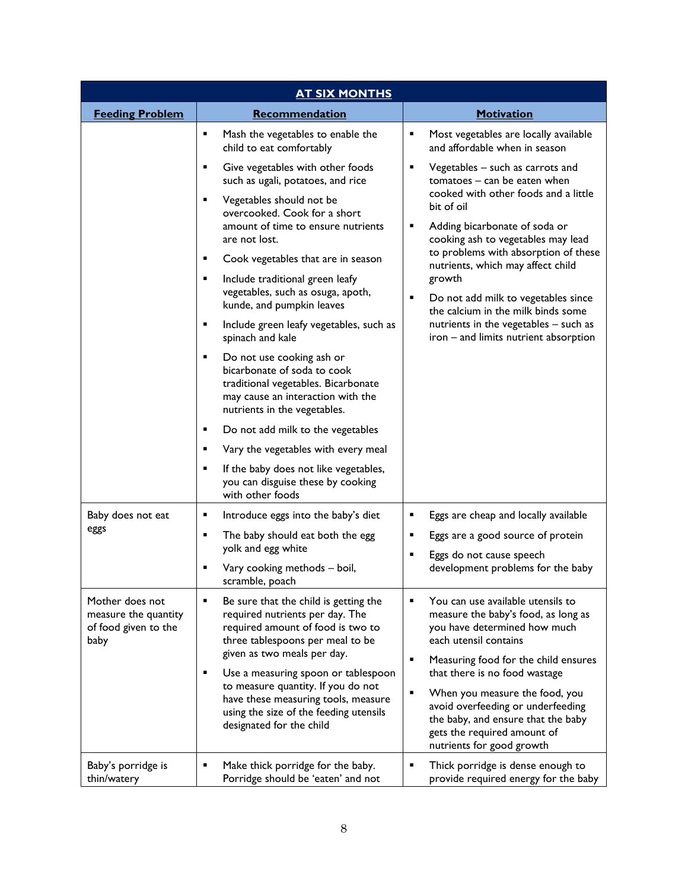| AT SIX MONTHS | | |
|---|---|---|
| **Feeding Problem** | **Recommendation** | **Motivation** |
| | ▪ Mash the vegetables to enable the child to eat comfortably<br>▪ Give vegetables with other foods such as ugali, potatoes, and rice<br>▪ Vegetables should not be overcooked. Cook for a short amount of time to ensure nutrients are not lost.<br>▪ Cook vegetables that are in season<br>▪ Include traditional green leafy vegetables, such as osuga, apoth, kunde, and pumpkin leaves<br>▪ Include green leafy vegetables, such as spinach and kale<br>▪ Do not use cooking ash or bicarbonate of soda to cook traditional vegetables. Bicarbonate may cause an interaction with the nutrients in the vegetables.<br>▪ Do not add milk to the vegetables<br>▪ Vary the vegetables with every meal<br>▪ If the baby does not like vegetables, you can disguise these by cooking with other foods | ▪ Most vegetables are locally available and affordable when in season<br>▪ Vegetables – such as carrots and tomatoes – can be eaten when cooked with other foods and a little bit of oil<br>▪ Adding bicarbonate of soda or cooking ash to vegetables may lead to problems with absorption of these nutrients, which may affect child growth<br>▪ Do not add milk to vegetables since the calcium in the milk binds some nutrients in the vegetables – such as iron – and limits nutrient absorption |
| Baby does not eat eggs | ▪ Introduce eggs into the baby's diet<br>▪ The baby should eat both the egg yolk and egg white<br>▪ Vary cooking methods – boil, scramble, poach | ▪ Eggs are cheap and locally available<br>▪ Eggs are a good source of protein<br>▪ Eggs do not cause speech development problems for the baby |
| Mother does not measure the quantity of food given to the baby | ▪ Be sure that the child is getting the required nutrients per day. The required amount of food is two to three tablespoons per meal to be given as two meals per day.<br>▪ Use a measuring spoon or tablespoon to measure quantity. If you do not have these measuring tools, measure using the size of the feeding utensils designated for the child | ▪ You can use available utensils to measure the baby's food, as long as you have determined how much each utensil contains<br>▪ Measuring food for the child ensures that there is no food wastage<br>▪ When you measure the food, you avoid overfeeding or underfeeding the baby, and ensure that the baby gets the required amount of nutrients for good growth |
| Baby's porridge is thin/watery | ▪ Make thick porridge for the baby. Porridge should be 'eaten' and not | ▪ Thick porridge is dense enough to provide required energy for the baby |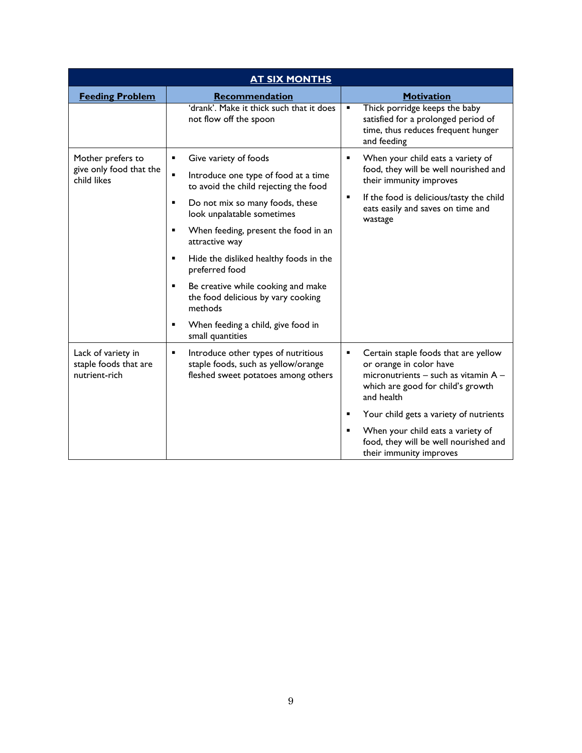| AT SIX MONTHS | | |
|---|---|---|
| **Feeding Problem** | **Recommendation** | **Motivation** |
| | 'drank'. Make it thick such that it does not flow off the spoon | ▪ Thick porridge keeps the baby satisfied for a prolonged period of time, thus reduces frequent hunger and feeding |
| Mother prefers to give only food that the child likes | ▪ Give variety of foods<br>▪ Introduce one type of food at a time to avoid the child rejecting the food<br>▪ Do not mix so many foods, these look unpalatable sometimes<br>▪ When feeding, present the food in an attractive way<br>▪ Hide the disliked healthy foods in the preferred food<br>▪ Be creative while cooking and make the food delicious by vary cooking methods<br>▪ When feeding a child, give food in small quantities | ▪ When your child eats a variety of food, they will be well nourished and their immunity improves<br>▪ If the food is delicious/tasty the child eats easily and saves on time and wastage |
| Lack of variety in staple foods that are nutrient-rich | ▪ Introduce other types of nutritious staple foods, such as yellow/orange fleshed sweet potatoes among others | ▪ Certain staple foods that are yellow or orange in color have micronutrients – such as vitamin A – which are good for child's growth and health<br>▪ Your child gets a variety of nutrients<br>▪ When your child eats a variety of food, they will be well nourished and their immunity improves |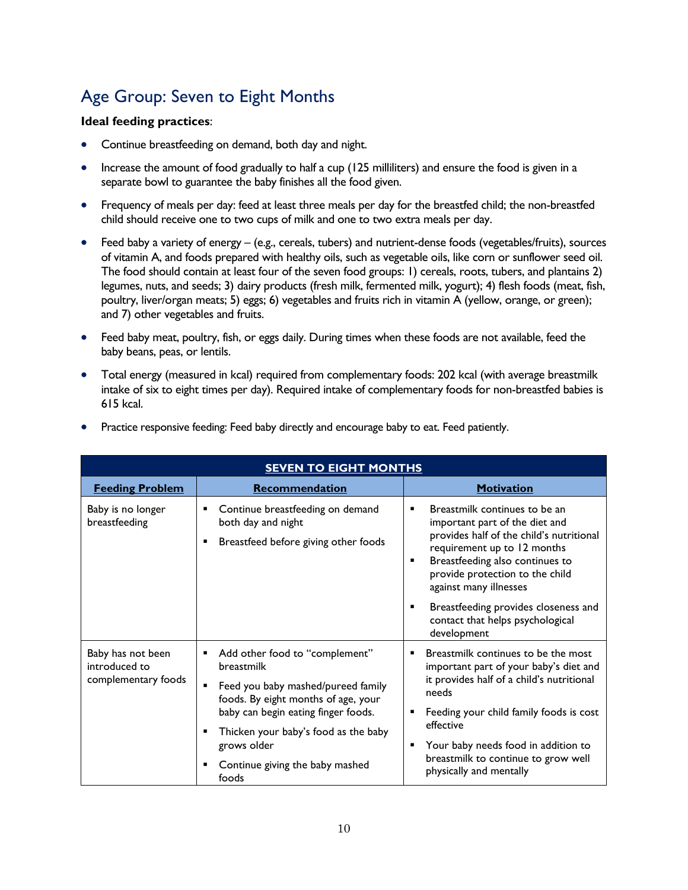## Age Group: Seven to Eight Months

**Ideal feeding practices**:

- Continue breastfeeding on demand, both day and night.
- Increase the amount of food gradually to half a cup (125 milliliters) and ensure the food is given in a separate bowl to guarantee the baby finishes all the food given.
- Frequency of meals per day: feed at least three meals per day for the breastfed child; the non-breastfed child should receive one to two cups of milk and one to two extra meals per day.
- Feed baby a variety of energy – (e.g., cereals, tubers) and nutrient-dense foods (vegetables/fruits), sources of vitamin A, and foods prepared with healthy oils, such as vegetable oils, like corn or sunflower seed oil. The food should contain at least four of the seven food groups: 1) cereals, roots, tubers, and plantains 2) legumes, nuts, and seeds; 3) dairy products (fresh milk, fermented milk, yogurt); 4) flesh foods (meat, fish, poultry, liver/organ meats; 5) eggs; 6) vegetables and fruits rich in vitamin A (yellow, orange, or green); and 7) other vegetables and fruits.
- Feed baby meat, poultry, fish, or eggs daily. During times when these foods are not available, feed the baby beans, peas, or lentils.
- Total energy (measured in kcal) required from complementary foods: 202 kcal (with average breastmilk intake of six to eight times per day). Required intake of complementary foods for non-breastfed babies is 615 kcal.
- Practice responsive feeding: Feed baby directly and encourage baby to eat. Feed patiently.

| SEVEN TO EIGHT MONTHS | | |
|---|---|---|
| **Feeding Problem** | **Recommendation** | **Motivation** |
| Baby is no longer breastfeeding | ▪ Continue breastfeeding on demand both day and night<br>▪ Breastfeed before giving other foods | ▪ Breastmilk continues to be an important part of the diet and provides half of the child's nutritional requirement up to 12 months<br>▪ Breastfeeding also continues to provide protection to the child against many illnesses<br>▪ Breastfeeding provides closeness and contact that helps psychological development |
| Baby has not been introduced to complementary foods | ▪ Add other food to "complement" breastmilk<br>▪ Feed you baby mashed/pureed family foods. By eight months of age, your baby can begin eating finger foods.<br>▪ Thicken your baby's food as the baby grows older<br>▪ Continue giving the baby mashed foods | ▪ Breastmilk continues to be the most important part of your baby's diet and it provides half of a child's nutritional needs<br>▪ Feeding your child family foods is cost effective<br>▪ Your baby needs food in addition to breastmilk to continue to grow well physically and mentally |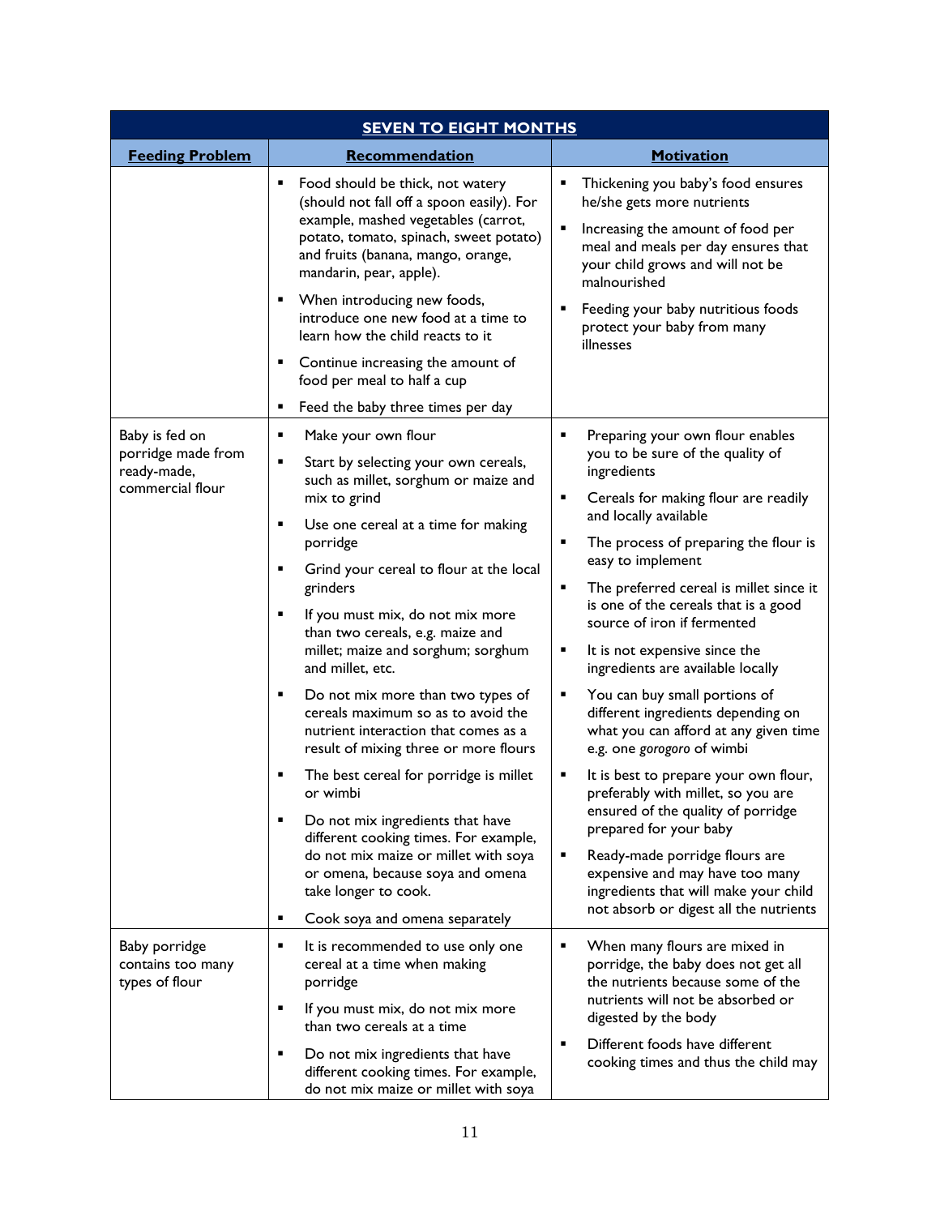| SEVEN TO EIGHT MONTHS | | |
|---|---|---|
| **Feeding Problem** | **Recommendation** | **Motivation** |
| | ▪ Food should be thick, not watery (should not fall off a spoon easily). For example, mashed vegetables (carrot, potato, tomato, spinach, sweet potato) and fruits (banana, mango, orange, mandarin, pear, apple).<br>▪ When introducing new foods, introduce one new food at a time to learn how the child reacts to it<br>▪ Continue increasing the amount of food per meal to half a cup<br>▪ Feed the baby three times per day | ▪ Thickening you baby's food ensures he/she gets more nutrients<br>▪ Increasing the amount of food per meal and meals per day ensures that your child grows and will not be malnourished<br>▪ Feeding your baby nutritious foods protect your baby from many illnesses |
| Baby is fed on porridge made from ready-made, commercial flour | ▪ Make your own flour<br>▪ Start by selecting your own cereals, such as millet, sorghum or maize and mix to grind<br>▪ Use one cereal at a time for making porridge<br>▪ Grind your cereal to flour at the local grinders<br>▪ If you must mix, do not mix more than two cereals, e.g. maize and millet; maize and sorghum; sorghum and millet, etc.<br>▪ Do not mix more than two types of cereals maximum so as to avoid the nutrient interaction that comes as a result of mixing three or more flours<br>▪ The best cereal for porridge is millet or wimbi<br>▪ Do not mix ingredients that have different cooking times. For example, do not mix maize or millet with soya or omena, because soya and omena take longer to cook.<br>▪ Cook soya and omena separately | ▪ Preparing your own flour enables you to be sure of the quality of ingredients<br>▪ Cereals for making flour are readily and locally available<br>▪ The process of preparing the flour is easy to implement<br>▪ The preferred cereal is millet since it is one of the cereals that is a good source of iron if fermented<br>▪ It is not expensive since the ingredients are available locally<br>▪ You can buy small portions of different ingredients depending on what you can afford at any given time e.g. one *gorogoro* of wimbi<br>▪ It is best to prepare your own flour, preferably with millet, so you are ensured of the quality of porridge prepared for your baby<br>▪ Ready-made porridge flours are expensive and may have too many ingredients that will make your child not absorb or digest all the nutrients |
| Baby porridge contains too many types of flour | ▪ It is recommended to use only one cereal at a time when making porridge<br>▪ If you must mix, do not mix more than two cereals at a time<br>▪ Do not mix ingredients that have different cooking times. For example, do not mix maize or millet with soya | ▪ When many flours are mixed in porridge, the baby does not get all the nutrients because some of the nutrients will not be absorbed or digested by the body<br>▪ Different foods have different cooking times and thus the child may |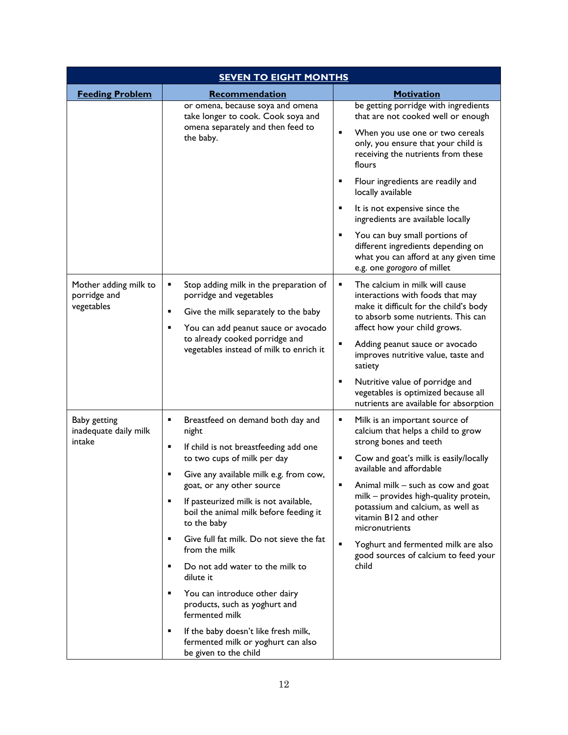| SEVEN TO EIGHT MONTHS | | |
|---|---|---|
| **Feeding Problem** | **Recommendation** | **Motivation** |
| | or omena, because soya and omena take longer to cook. Cook soya and omena separately and then feed to the baby. | be getting porridge with ingredients that are not cooked well or enough<br>▪ When you use one or two cereals only, you ensure that your child is receiving the nutrients from these flours<br>▪ Flour ingredients are readily and locally available<br>▪ It is not expensive since the ingredients are available locally<br>▪ You can buy small portions of different ingredients depending on what you can afford at any given time e.g. one *gorogoro* of millet |
| Mother adding milk to porridge and vegetables | ▪ Stop adding milk in the preparation of porridge and vegetables<br>▪ Give the milk separately to the baby<br>▪ You can add peanut sauce or avocado to already cooked porridge and vegetables instead of milk to enrich it | ▪ The calcium in milk will cause interactions with foods that may make it difficult for the child's body to absorb some nutrients. This can affect how your child grows.<br>▪ Adding peanut sauce or avocado improves nutritive value, taste and satiety<br>▪ Nutritive value of porridge and vegetables is optimized because all nutrients are available for absorption |
| Baby getting inadequate daily milk intake | ▪ Breastfeed on demand both day and night<br>▪ If child is not breastfeeding add one to two cups of milk per day<br>▪ Give any available milk e.g. from cow, goat, or any other source<br>▪ If pasteurized milk is not available, boil the animal milk before feeding it to the baby<br>▪ Give full fat milk. Do not sieve the fat from the milk<br>▪ Do not add water to the milk to dilute it<br>▪ You can introduce other dairy products, such as yoghurt and fermented milk<br>▪ If the baby doesn't like fresh milk, fermented milk or yoghurt can also be given to the child | ▪ Milk is an important source of calcium that helps a child to grow strong bones and teeth<br>▪ Cow and goat's milk is easily/locally available and affordable<br>▪ Animal milk – such as cow and goat milk – provides high-quality protein, potassium and calcium, as well as vitamin B12 and other micronutrients<br>▪ Yoghurt and fermented milk are also good sources of calcium to feed your child |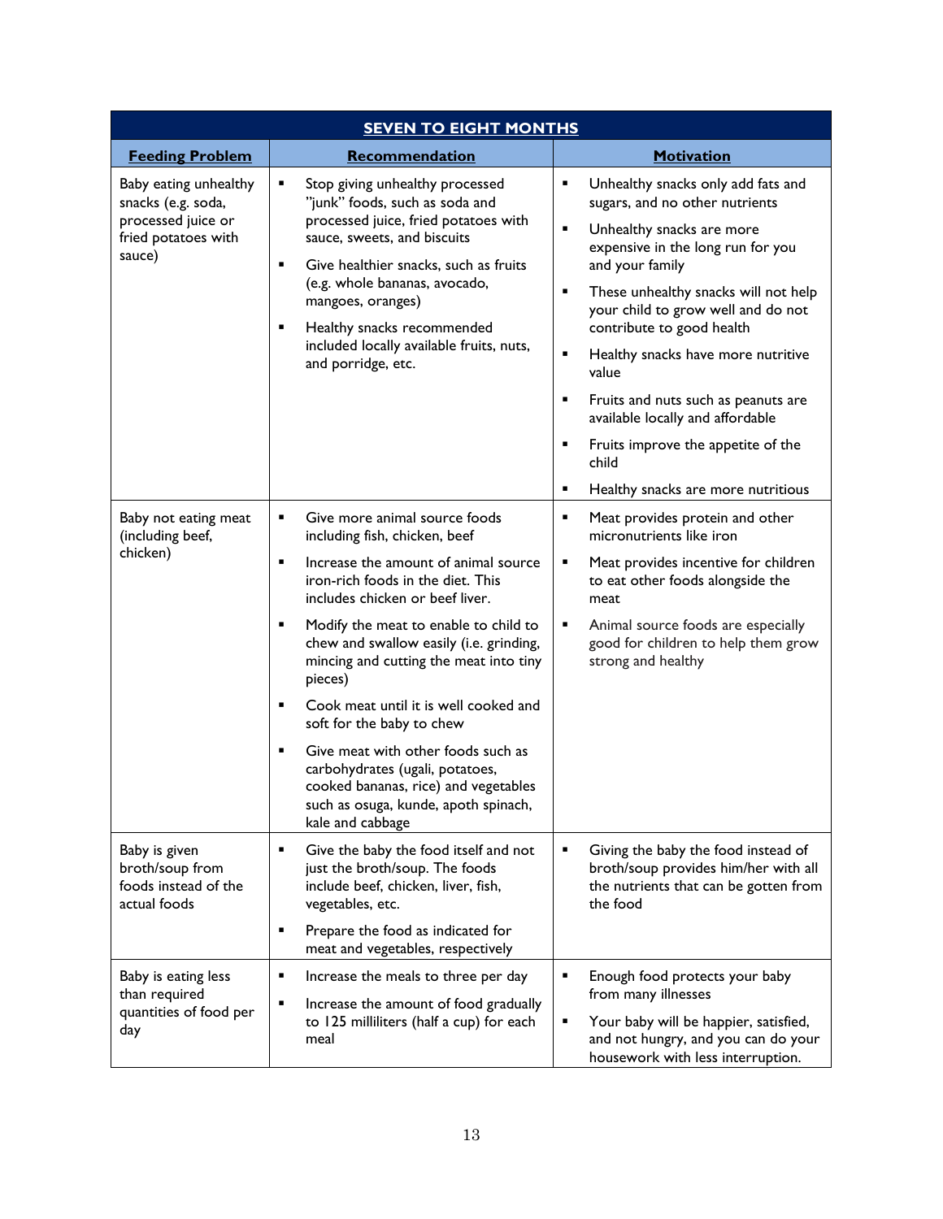| SEVEN TO EIGHT MONTHS | | |
|---|---|---|
| **Feeding Problem** | **Recommendation** | **Motivation** |
| Baby eating unhealthy snacks (e.g. soda, processed juice or fried potatoes with sauce) | ▪ Stop giving unhealthy processed "junk" foods, such as soda and processed juice, fried potatoes with sauce, sweets, and biscuits<br>▪ Give healthier snacks, such as fruits (e.g. whole bananas, avocado, mangoes, oranges)<br>▪ Healthy snacks recommended included locally available fruits, nuts, and porridge, etc. | ▪ Unhealthy snacks only add fats and sugars, and no other nutrients<br>▪ Unhealthy snacks are more expensive in the long run for you and your family<br>▪ These unhealthy snacks will not help your child to grow well and do not contribute to good health<br>▪ Healthy snacks have more nutritive value<br>▪ Fruits and nuts such as peanuts are available locally and affordable<br>▪ Fruits improve the appetite of the child<br>▪ Healthy snacks are more nutritious |
| Baby not eating meat (including beef, chicken) | ▪ Give more animal source foods including fish, chicken, beef<br>▪ Increase the amount of animal source iron-rich foods in the diet. This includes chicken or beef liver.<br>▪ Modify the meat to enable to child to chew and swallow easily (i.e. grinding, mincing and cutting the meat into tiny pieces)<br>▪ Cook meat until it is well cooked and soft for the baby to chew<br>▪ Give meat with other foods such as carbohydrates (ugali, potatoes, cooked bananas, rice) and vegetables such as osuga, kunde, apoth spinach, kale and cabbage | ▪ Meat provides protein and other micronutrients like iron<br>▪ Meat provides incentive for children to eat other foods alongside the meat<br>▪ Animal source foods are especially good for children to help them grow strong and healthy |
| Baby is given broth/soup from foods instead of the actual foods | ▪ Give the baby the food itself and not just the broth/soup. The foods include beef, chicken, liver, fish, vegetables, etc.<br>▪ Prepare the food as indicated for meat and vegetables, respectively | ▪ Giving the baby the food instead of broth/soup provides him/her with all the nutrients that can be gotten from the food |
| Baby is eating less than required quantities of food per day | ▪ Increase the meals to three per day<br>▪ Increase the amount of food gradually to 125 milliliters (half a cup) for each meal | ▪ Enough food protects your baby from many illnesses<br>▪ Your baby will be happier, satisfied, and not hungry, and you can do your housework with less interruption. |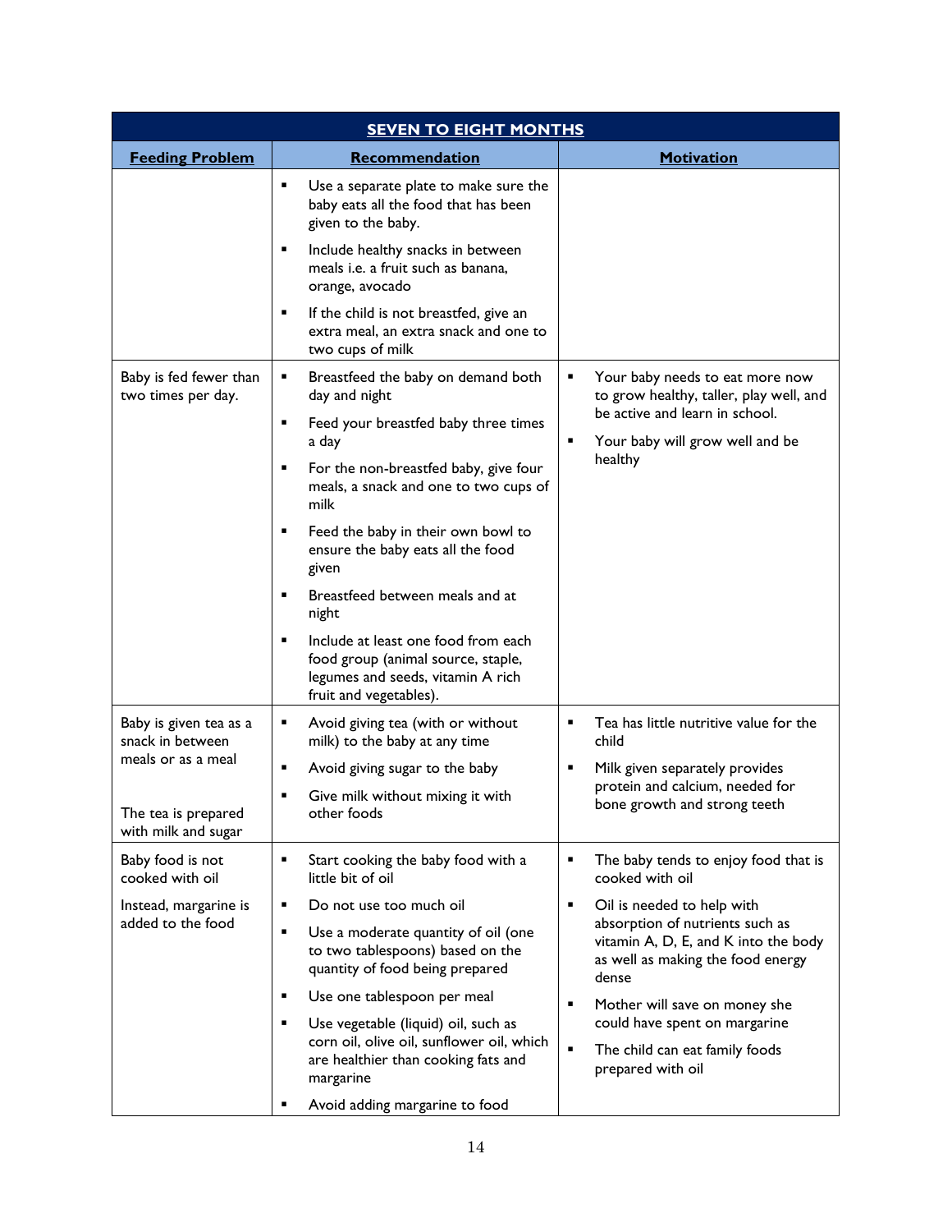| SEVEN TO EIGHT MONTHS | | |
|---|---|---|
| **Feeding Problem** | **Recommendation** | **Motivation** |
| | ▪ Use a separate plate to make sure the baby eats all the food that has been given to the baby.<br>▪ Include healthy snacks in between meals i.e. a fruit such as banana, orange, avocado<br>▪ If the child is not breastfed, give an extra meal, an extra snack and one to two cups of milk | |
| Baby is fed fewer than two times per day. | ▪ Breastfeed the baby on demand both day and night<br>▪ Feed your breastfed baby three times a day<br>▪ For the non-breastfed baby, give four meals, a snack and one to two cups of milk<br>▪ Feed the baby in their own bowl to ensure the baby eats all the food given<br>▪ Breastfeed between meals and at night<br>▪ Include at least one food from each food group (animal source, staple, legumes and seeds, vitamin A rich fruit and vegetables). | ▪ Your baby needs to eat more now to grow healthy, taller, play well, and be active and learn in school.<br>▪ Your baby will grow well and be healthy |
| Baby is given tea as a snack in between meals or as a meal<br><br>The tea is prepared with milk and sugar | ▪ Avoid giving tea (with or without milk) to the baby at any time<br>▪ Avoid giving sugar to the baby<br>▪ Give milk without mixing it with other foods | ▪ Tea has little nutritive value for the child<br>▪ Milk given separately provides protein and calcium, needed for bone growth and strong teeth |
| Baby food is not cooked with oil<br><br>Instead, margarine is added to the food | ▪ Start cooking the baby food with a little bit of oil<br>▪ Do not use too much oil<br>▪ Use a moderate quantity of oil (one to two tablespoons) based on the quantity of food being prepared<br>▪ Use one tablespoon per meal<br>▪ Use vegetable (liquid) oil, such as corn oil, olive oil, sunflower oil, which are healthier than cooking fats and margarine<br>▪ Avoid adding margarine to food | ▪ The baby tends to enjoy food that is cooked with oil<br>▪ Oil is needed to help with absorption of nutrients such as vitamin A, D, E, and K into the body as well as making the food energy dense<br>▪ Mother will save on money she could have spent on margarine<br>▪ The child can eat family foods prepared with oil |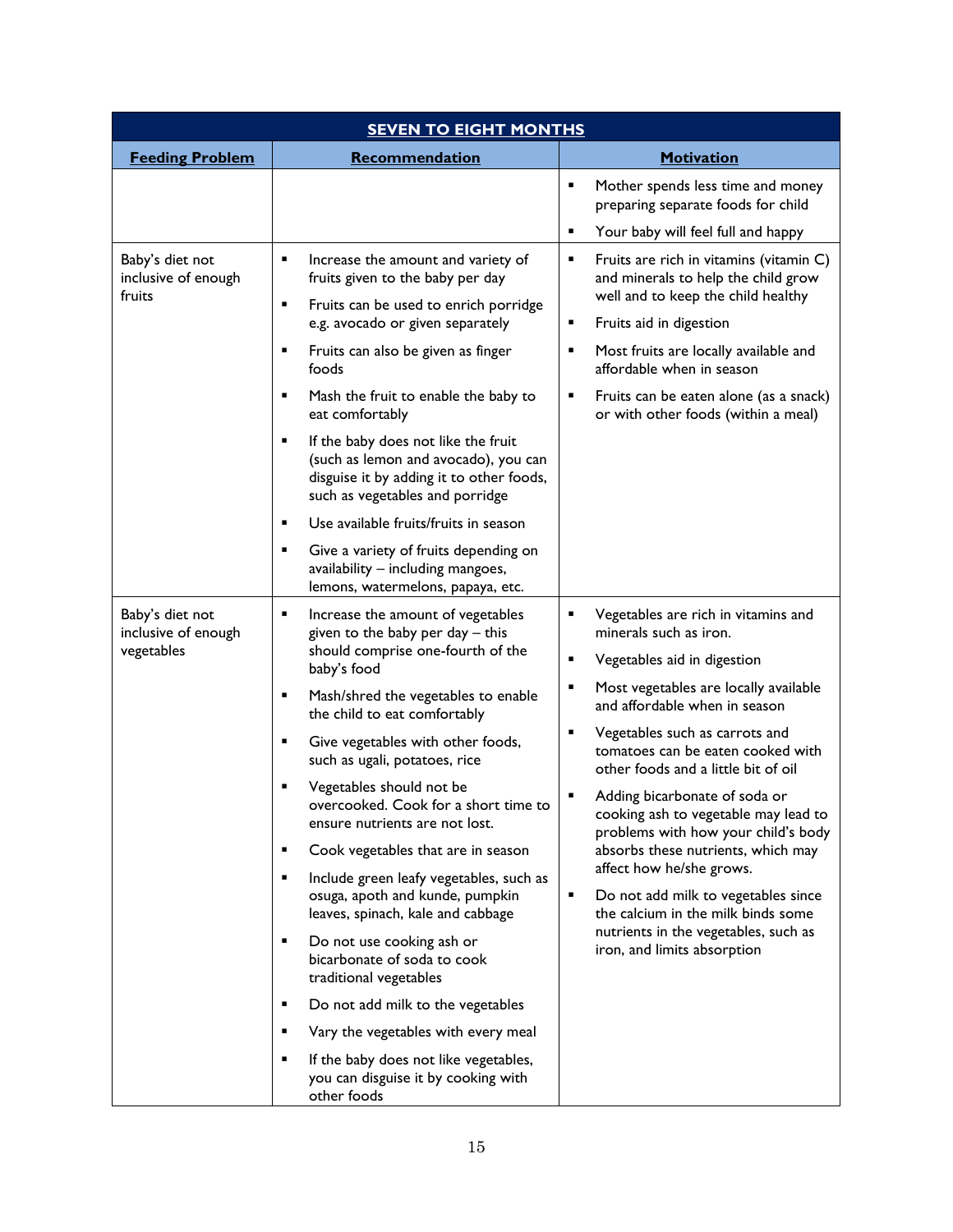| SEVEN TO EIGHT MONTHS | | |
|---|---|---|
| **Feeding Problem** | **Recommendation** | **Motivation** |
| | | ▪ Mother spends less time and money preparing separate foods for child<br>▪ Your baby will feel full and happy |
| Baby's diet not inclusive of enough fruits | ▪ Increase the amount and variety of fruits given to the baby per day<br>▪ Fruits can be used to enrich porridge e.g. avocado or given separately<br>▪ Fruits can also be given as finger foods<br>▪ Mash the fruit to enable the baby to eat comfortably<br>▪ If the baby does not like the fruit (such as lemon and avocado), you can disguise it by adding it to other foods, such as vegetables and porridge<br>▪ Use available fruits/fruits in season<br>▪ Give a variety of fruits depending on availability – including mangoes, lemons, watermelons, papaya, etc. | ▪ Fruits are rich in vitamins (vitamin C) and minerals to help the child grow well and to keep the child healthy<br>▪ Fruits aid in digestion<br>▪ Most fruits are locally available and affordable when in season<br>▪ Fruits can be eaten alone (as a snack) or with other foods (within a meal) |
| Baby's diet not inclusive of enough vegetables | ▪ Increase the amount of vegetables given to the baby per day – this should comprise one-fourth of the baby's food<br>▪ Mash/shred the vegetables to enable the child to eat comfortably<br>▪ Give vegetables with other foods, such as ugali, potatoes, rice<br>▪ Vegetables should not be overcooked. Cook for a short time to ensure nutrients are not lost.<br>▪ Cook vegetables that are in season<br>▪ Include green leafy vegetables, such as osuga, apoth and kunde, pumpkin leaves, spinach, kale and cabbage<br>▪ Do not use cooking ash or bicarbonate of soda to cook traditional vegetables<br>▪ Do not add milk to the vegetables<br>▪ Vary the vegetables with every meal<br>▪ If the baby does not like vegetables, you can disguise it by cooking with other foods | ▪ Vegetables are rich in vitamins and minerals such as iron.<br>▪ Vegetables aid in digestion<br>▪ Most vegetables are locally available and affordable when in season<br>▪ Vegetables such as carrots and tomatoes can be eaten cooked with other foods and a little bit of oil<br>▪ Adding bicarbonate of soda or cooking ash to vegetable may lead to problems with how your child's body absorbs these nutrients, which may affect how he/she grows.<br>▪ Do not add milk to vegetables since the calcium in the milk binds some nutrients in the vegetables, such as iron, and limits absorption |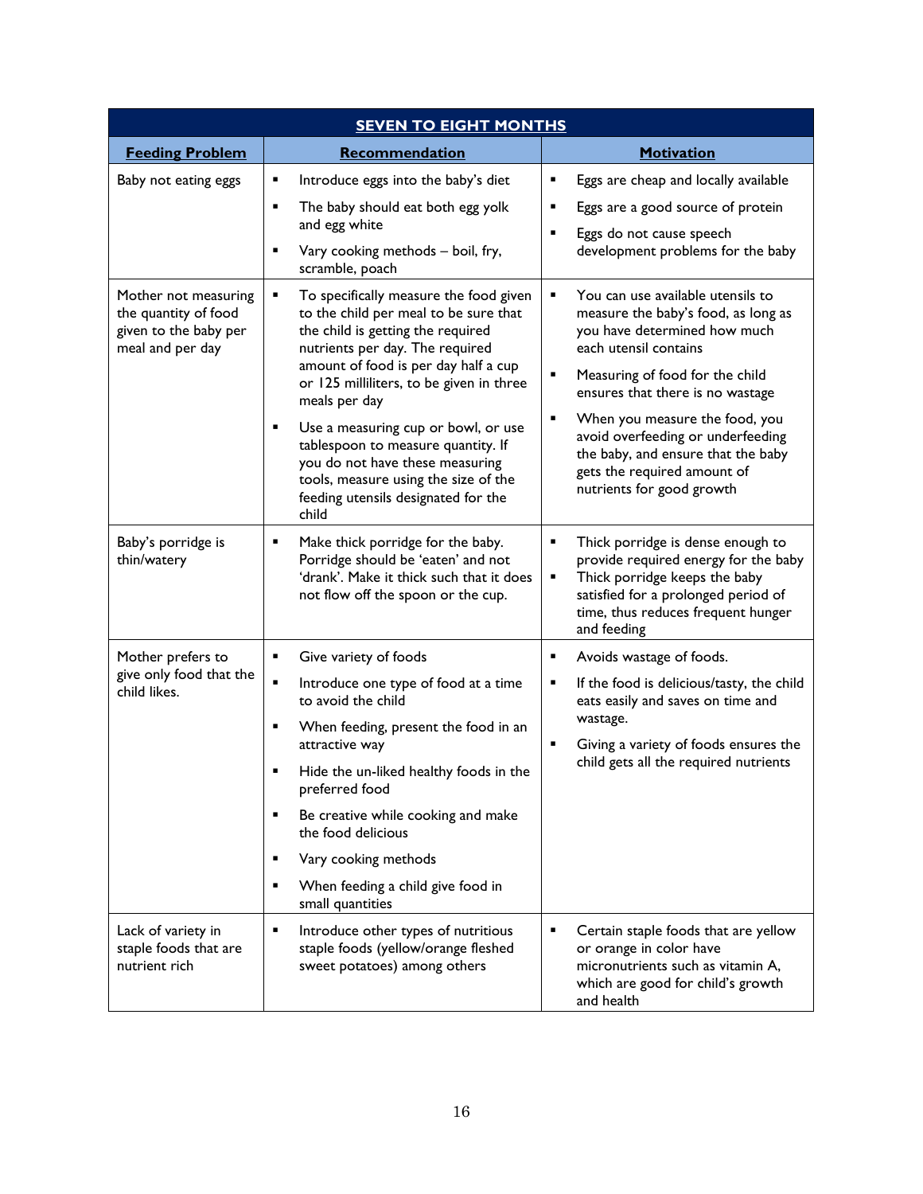| SEVEN TO EIGHT MONTHS | | |
|---|---|---|
| **Feeding Problem** | **Recommendation** | **Motivation** |
| Baby not eating eggs | ▪ Introduce eggs into the baby's diet<br>▪ The baby should eat both egg yolk and egg white<br>▪ Vary cooking methods – boil, fry, scramble, poach | ▪ Eggs are cheap and locally available<br>▪ Eggs are a good source of protein<br>▪ Eggs do not cause speech development problems for the baby |
| Mother not measuring the quantity of food given to the baby per meal and per day | ▪ To specifically measure the food given to the child per meal to be sure that the child is getting the required nutrients per day. The required amount of food is per day half a cup or 125 milliliters, to be given in three meals per day<br>▪ Use a measuring cup or bowl, or use tablespoon to measure quantity. If you do not have these measuring tools, measure using the size of the feeding utensils designated for the child | ▪ You can use available utensils to measure the baby's food, as long as you have determined how much each utensil contains<br>▪ Measuring of food for the child ensures that there is no wastage<br>▪ When you measure the food, you avoid overfeeding or underfeeding the baby, and ensure that the baby gets the required amount of nutrients for good growth |
| Baby's porridge is thin/watery | ▪ Make thick porridge for the baby. Porridge should be 'eaten' and not 'drank'. Make it thick such that it does not flow off the spoon or the cup. | ▪ Thick porridge is dense enough to provide required energy for the baby<br>▪ Thick porridge keeps the baby satisfied for a prolonged period of time, thus reduces frequent hunger and feeding |
| Mother prefers to give only food that the child likes. | ▪ Give variety of foods<br>▪ Introduce one type of food at a time to avoid the child<br>▪ When feeding, present the food in an attractive way<br>▪ Hide the un-liked healthy foods in the preferred food<br>▪ Be creative while cooking and make the food delicious<br>▪ Vary cooking methods<br>▪ When feeding a child give food in small quantities | ▪ Avoids wastage of foods.<br>▪ If the food is delicious/tasty, the child eats easily and saves on time and wastage.<br>▪ Giving a variety of foods ensures the child gets all the required nutrients |
| Lack of variety in staple foods that are nutrient rich | ▪ Introduce other types of nutritious staple foods (yellow/orange fleshed sweet potatoes) among others | ▪ Certain staple foods that are yellow or orange in color have micronutrients such as vitamin A, which are good for child's growth and health |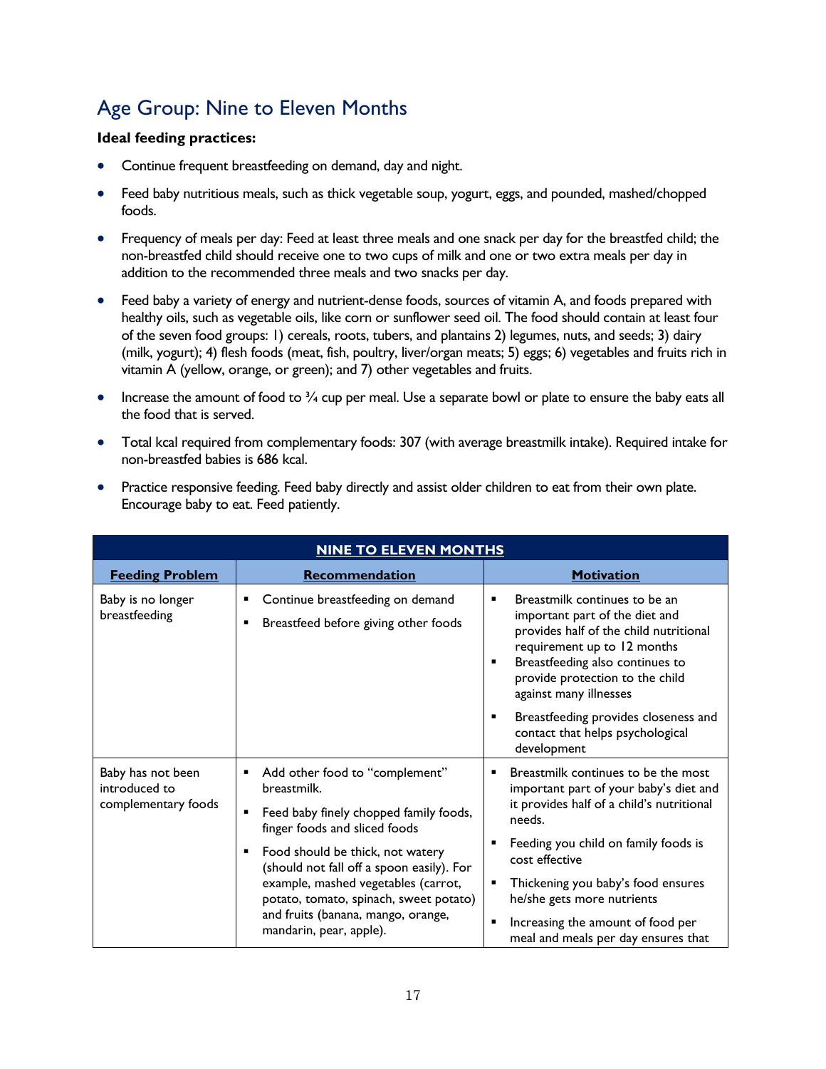## Age Group: Nine to Eleven Months

**Ideal feeding practices:**

- Continue frequent breastfeeding on demand, day and night.
- Feed baby nutritious meals, such as thick vegetable soup, yogurt, eggs, and pounded, mashed/chopped foods.
- Frequency of meals per day: Feed at least three meals and one snack per day for the breastfed child; the non-breastfed child should receive one to two cups of milk and one or two extra meals per day in addition to the recommended three meals and two snacks per day.
- Feed baby a variety of energy and nutrient-dense foods, sources of vitamin A, and foods prepared with healthy oils, such as vegetable oils, like corn or sunflower seed oil. The food should contain at least four of the seven food groups: 1) cereals, roots, tubers, and plantains 2) legumes, nuts, and seeds; 3) dairy (milk, yogurt); 4) flesh foods (meat, fish, poultry, liver/organ meats; 5) eggs; 6) vegetables and fruits rich in vitamin A (yellow, orange, or green); and 7) other vegetables and fruits.
- Increase the amount of food to ¾ cup per meal. Use a separate bowl or plate to ensure the baby eats all the food that is served.
- Total kcal required from complementary foods: 307 (with average breastmilk intake). Required intake for non-breastfed babies is 686 kcal.
- Practice responsive feeding. Feed baby directly and assist older children to eat from their own plate. Encourage baby to eat. Feed patiently.

| **NINE TO ELEVEN MONTHS** | | |
|---|---|---|
| **Feeding Problem** | **Recommendation** | **Motivation** |
| Baby is no longer breastfeeding | ▪ Continue breastfeeding on demand<br>▪ Breastfeed before giving other foods | ▪ Breastmilk continues to be an important part of the diet and provides half of the child nutritional requirement up to 12 months<br>▪ Breastfeeding also continues to provide protection to the child against many illnesses<br>▪ Breastfeeding provides closeness and contact that helps psychological development |
| Baby has not been introduced to complementary foods | ▪ Add other food to "complement" breastmilk.<br>▪ Feed baby finely chopped family foods, finger foods and sliced foods<br>▪ Food should be thick, not watery (should not fall off a spoon easily). For example, mashed vegetables (carrot, potato, tomato, spinach, sweet potato) and fruits (banana, mango, orange, mandarin, pear, apple). | ▪ Breastmilk continues to be the most important part of your baby's diet and it provides half of a child's nutritional needs.<br>▪ Feeding you child on family foods is cost effective<br>▪ Thickening you baby's food ensures he/she gets more nutrients<br>▪ Increasing the amount of food per meal and meals per day ensures that |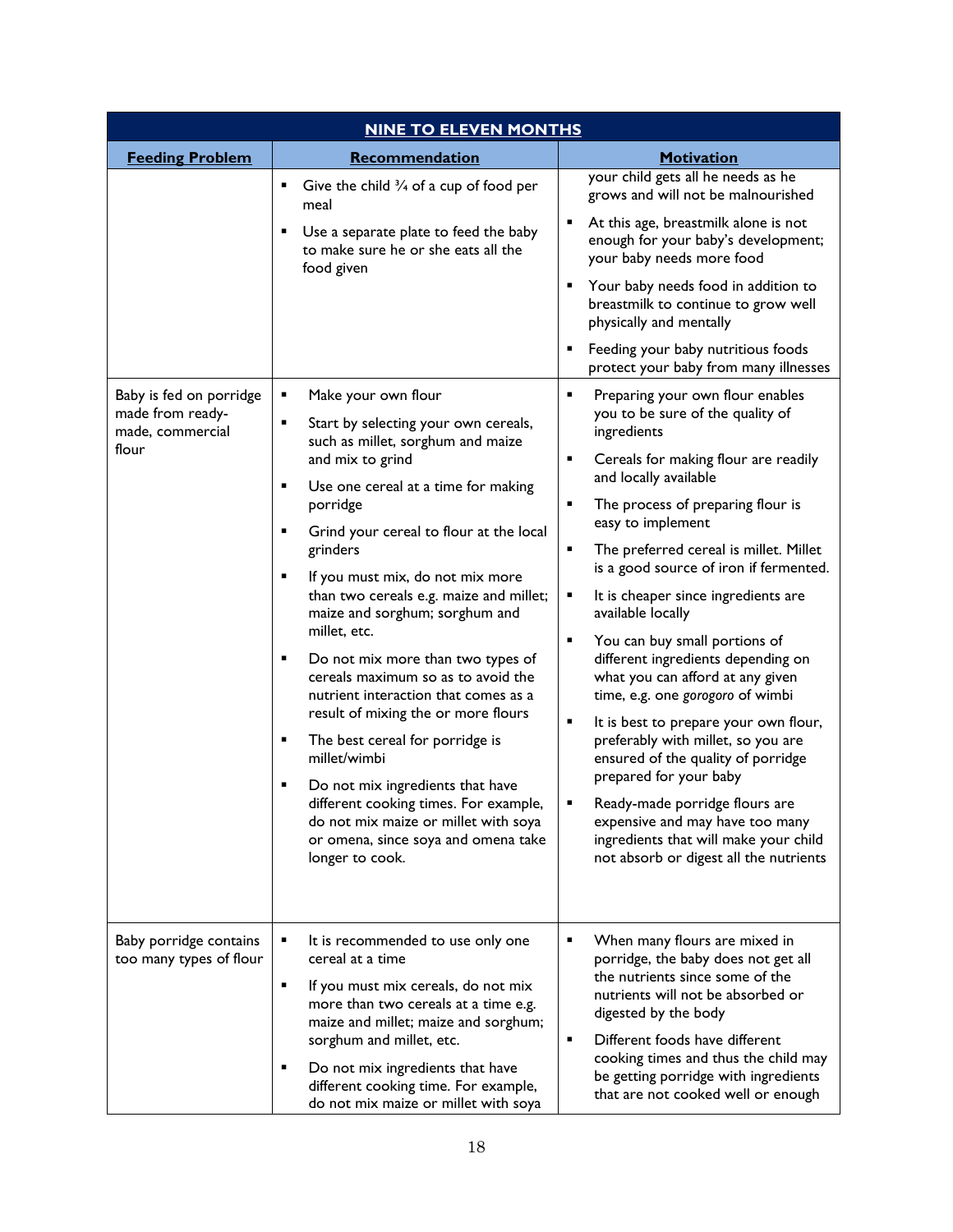| NINE TO ELEVEN MONTHS | | |
|---|---|---|
| **Feeding Problem** | **Recommendation** | **Motivation** |
| | ▪ Give the child ¾ of a cup of food per meal<br>▪ Use a separate plate to feed the baby to make sure he or she eats all the food given | your child gets all he needs as he grows and will not be malnourished<br>▪ At this age, breastmilk alone is not enough for your baby's development; your baby needs more food<br>▪ Your baby needs food in addition to breastmilk to continue to grow well physically and mentally<br>▪ Feeding your baby nutritious foods protect your baby from many illnesses |
| Baby is fed on porridge made from ready-made, commercial flour | ▪ Make your own flour<br>▪ Start by selecting your own cereals, such as millet, sorghum and maize and mix to grind<br>▪ Use one cereal at a time for making porridge<br>▪ Grind your cereal to flour at the local grinders<br>▪ If you must mix, do not mix more than two cereals e.g. maize and millet; maize and sorghum; sorghum and millet, etc.<br>▪ Do not mix more than two types of cereals maximum so as to avoid the nutrient interaction that comes as a result of mixing the or more flours<br>▪ The best cereal for porridge is millet/wimbi<br>▪ Do not mix ingredients that have different cooking times. For example, do not mix maize or millet with soya or omena, since soya and omena take longer to cook. | ▪ Preparing your own flour enables you to be sure of the quality of ingredients<br>▪ Cereals for making flour are readily and locally available<br>▪ The process of preparing flour is easy to implement<br>▪ The preferred cereal is millet. Millet is a good source of iron if fermented.<br>▪ It is cheaper since ingredients are available locally<br>▪ You can buy small portions of different ingredients depending on what you can afford at any given time, e.g. one *gorogoro* of wimbi<br>▪ It is best to prepare your own flour, preferably with millet, so you are ensured of the quality of porridge prepared for your baby<br>▪ Ready-made porridge flours are expensive and may have too many ingredients that will make your child not absorb or digest all the nutrients |
| Baby porridge contains too many types of flour | ▪ It is recommended to use only one cereal at a time<br>▪ If you must mix cereals, do not mix more than two cereals at a time e.g. maize and millet; maize and sorghum; sorghum and millet, etc.<br>▪ Do not mix ingredients that have different cooking time. For example, do not mix maize or millet with soya | ▪ When many flours are mixed in porridge, the baby does not get all the nutrients since some of the nutrients will not be absorbed or digested by the body<br>▪ Different foods have different cooking times and thus the child may be getting porridge with ingredients that are not cooked well or enough |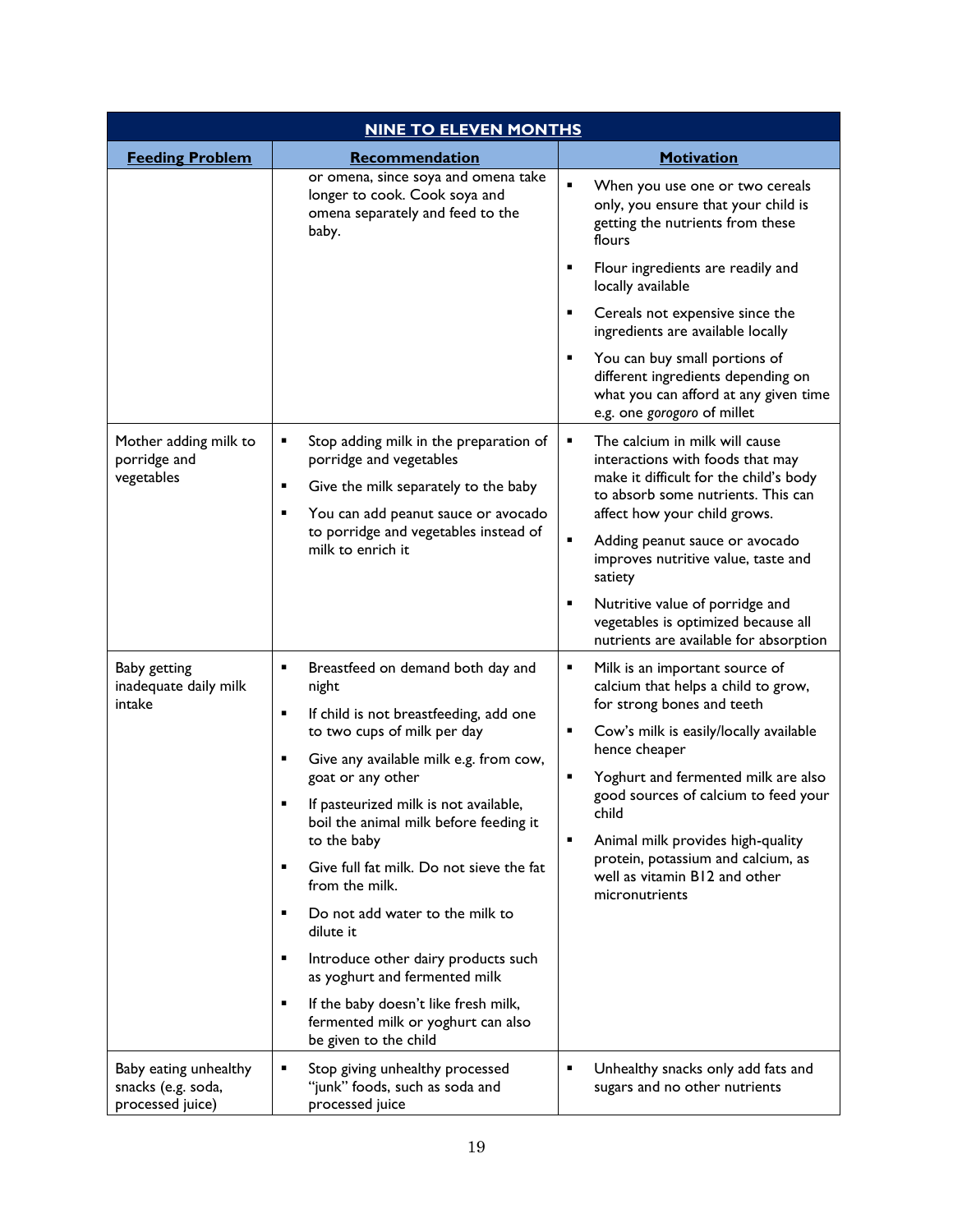| NINE TO ELEVEN MONTHS | | |
|---|---|---|
| **Feeding Problem** | **Recommendation** | **Motivation** |
| | or omena, since soya and omena take longer to cook. Cook soya and omena separately and feed to the baby. | ▪ When you use one or two cereals only, you ensure that your child is getting the nutrients from these flours<br>▪ Flour ingredients are readily and locally available<br>▪ Cereals not expensive since the ingredients are available locally<br>▪ You can buy small portions of different ingredients depending on what you can afford at any given time e.g. one *gorogoro* of millet |
| Mother adding milk to porridge and vegetables | ▪ Stop adding milk in the preparation of porridge and vegetables<br>▪ Give the milk separately to the baby<br>▪ You can add peanut sauce or avocado to porridge and vegetables instead of milk to enrich it | ▪ The calcium in milk will cause interactions with foods that may make it difficult for the child's body to absorb some nutrients. This can affect how your child grows.<br>▪ Adding peanut sauce or avocado improves nutritive value, taste and satiety<br>▪ Nutritive value of porridge and vegetables is optimized because all nutrients are available for absorption |
| Baby getting inadequate daily milk intake | ▪ Breastfeed on demand both day and night<br>▪ If child is not breastfeeding, add one to two cups of milk per day<br>▪ Give any available milk e.g. from cow, goat or any other<br>▪ If pasteurized milk is not available, boil the animal milk before feeding it to the baby<br>▪ Give full fat milk. Do not sieve the fat from the milk.<br>▪ Do not add water to the milk to dilute it<br>▪ Introduce other dairy products such as yoghurt and fermented milk<br>▪ If the baby doesn't like fresh milk, fermented milk or yoghurt can also be given to the child | ▪ Milk is an important source of calcium that helps a child to grow, for strong bones and teeth<br>▪ Cow's milk is easily/locally available hence cheaper<br>▪ Yoghurt and fermented milk are also good sources of calcium to feed your child<br>▪ Animal milk provides high-quality protein, potassium and calcium, as well as vitamin B12 and other micronutrients |
| Baby eating unhealthy snacks (e.g. soda, processed juice) | ▪ Stop giving unhealthy processed "junk" foods, such as soda and processed juice | ▪ Unhealthy snacks only add fats and sugars and no other nutrients |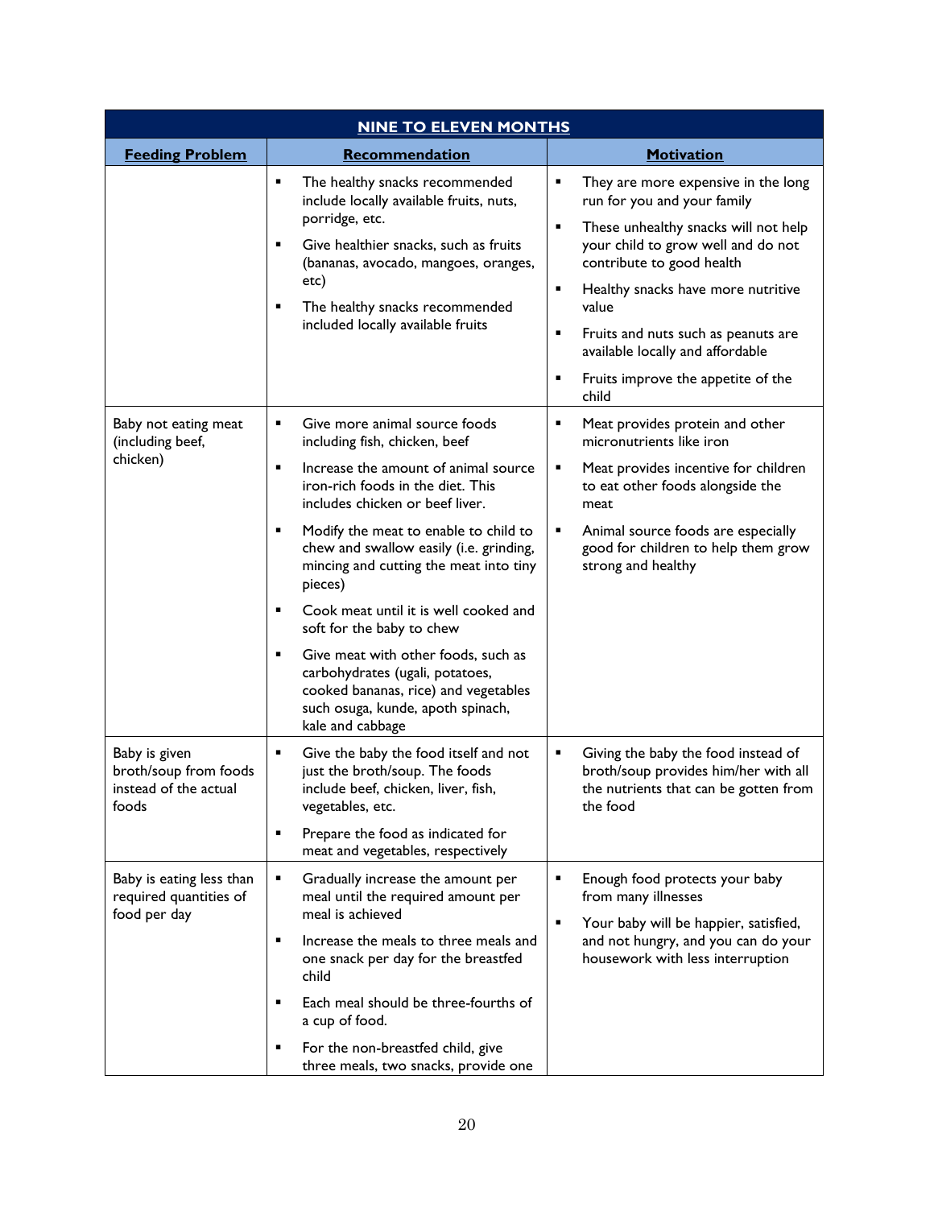| NINE TO ELEVEN MONTHS | | |
|---|---|---|
| **Feeding Problem** | **Recommendation** | **Motivation** |
| | ▪ The healthy snacks recommended include locally available fruits, nuts, porridge, etc.<br>▪ Give healthier snacks, such as fruits (bananas, avocado, mangoes, oranges, etc)<br>▪ The healthy snacks recommended included locally available fruits | ▪ They are more expensive in the long run for you and your family<br>▪ These unhealthy snacks will not help your child to grow well and do not contribute to good health<br>▪ Healthy snacks have more nutritive value<br>▪ Fruits and nuts such as peanuts are available locally and affordable<br>▪ Fruits improve the appetite of the child |
| Baby not eating meat (including beef, chicken) | ▪ Give more animal source foods including fish, chicken, beef<br>▪ Increase the amount of animal source iron-rich foods in the diet. This includes chicken or beef liver.<br>▪ Modify the meat to enable to child to chew and swallow easily (i.e. grinding, mincing and cutting the meat into tiny pieces)<br>▪ Cook meat until it is well cooked and soft for the baby to chew<br>▪ Give meat with other foods, such as carbohydrates (ugali, potatoes, cooked bananas, rice) and vegetables such osuga, kunde, apoth spinach, kale and cabbage | ▪ Meat provides protein and other micronutrients like iron<br>▪ Meat provides incentive for children to eat other foods alongside the meat<br>▪ Animal source foods are especially good for children to help them grow strong and healthy |
| Baby is given broth/soup from foods instead of the actual foods | ▪ Give the baby the food itself and not just the broth/soup. The foods include beef, chicken, liver, fish, vegetables, etc.<br>▪ Prepare the food as indicated for meat and vegetables, respectively | ▪ Giving the baby the food instead of broth/soup provides him/her with all the nutrients that can be gotten from the food |
| Baby is eating less than required quantities of food per day | ▪ Gradually increase the amount per meal until the required amount per meal is achieved<br>▪ Increase the meals to three meals and one snack per day for the breastfed child<br>▪ Each meal should be three-fourths of a cup of food.<br>▪ For the non-breastfed child, give three meals, two snacks, provide one | ▪ Enough food protects your baby from many illnesses<br>▪ Your baby will be happier, satisfied, and not hungry, and you can do your housework with less interruption |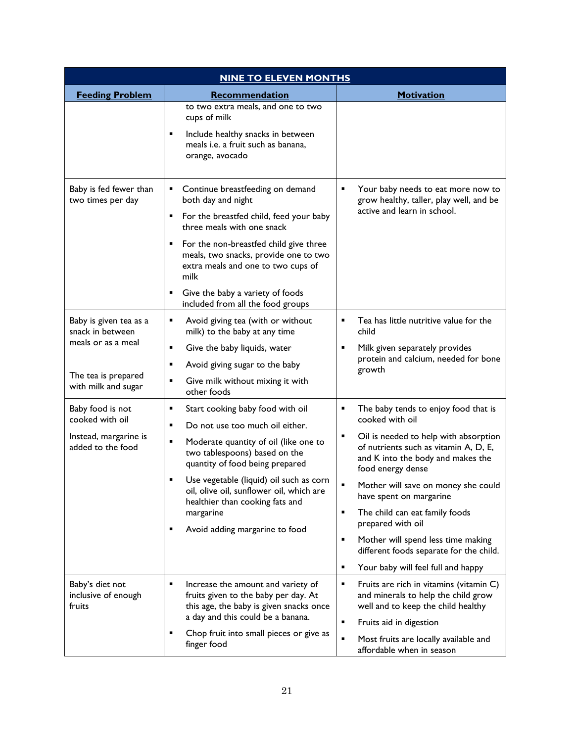| NINE TO ELEVEN MONTHS | | |
|---|---|---|
| **Feeding Problem** | **Recommendation** | **Motivation** |
| | to two extra meals, and one to two cups of milk<br>▪ Include healthy snacks in between meals i.e. a fruit such as banana, orange, avocado | |
| Baby is fed fewer than two times per day | ▪ Continue breastfeeding on demand both day and night<br>▪ For the breastfed child, feed your baby three meals with one snack<br>▪ For the non-breastfed child give three meals, two snacks, provide one to two extra meals and one to two cups of milk<br>▪ Give the baby a variety of foods included from all the food groups | ▪ Your baby needs to eat more now to grow healthy, taller, play well, and be active and learn in school. |
| Baby is given tea as a snack in between meals or as a meal<br><br>The tea is prepared with milk and sugar | ▪ Avoid giving tea (with or without milk) to the baby at any time<br>▪ Give the baby liquids, water<br>▪ Avoid giving sugar to the baby<br>▪ Give milk without mixing it with other foods | ▪ Tea has little nutritive value for the child<br>▪ Milk given separately provides protein and calcium, needed for bone growth |
| Baby food is not cooked with oil<br><br>Instead, margarine is added to the food | ▪ Start cooking baby food with oil<br>▪ Do not use too much oil either.<br>▪ Moderate quantity of oil (like one to two tablespoons) based on the quantity of food being prepared<br>▪ Use vegetable (liquid) oil such as corn oil, olive oil, sunflower oil, which are healthier than cooking fats and margarine<br>▪ Avoid adding margarine to food | ▪ The baby tends to enjoy food that is cooked with oil<br>▪ Oil is needed to help with absorption of nutrients such as vitamin A, D, E, and K into the body and makes the food energy dense<br>▪ Mother will save on money she could have spent on margarine<br>▪ The child can eat family foods prepared with oil<br>▪ Mother will spend less time making different foods separate for the child.<br>▪ Your baby will feel full and happy |
| Baby's diet not inclusive of enough fruits | ▪ Increase the amount and variety of fruits given to the baby per day. At this age, the baby is given snacks once a day and this could be a banana.<br>▪ Chop fruit into small pieces or give as finger food | ▪ Fruits are rich in vitamins (vitamin C) and minerals to help the child grow well and to keep the child healthy<br>▪ Fruits aid in digestion<br>▪ Most fruits are locally available and affordable when in season |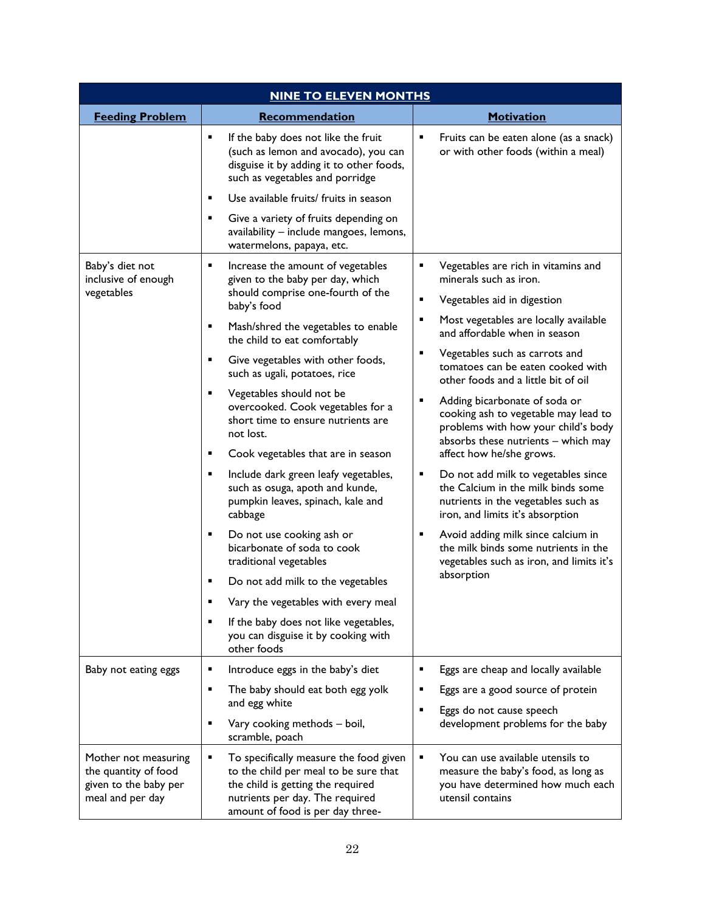| **NINE TO ELEVEN MONTHS** | | |
|---|---|---|
| **Feeding Problem** | **Recommendation** | **Motivation** |
| | ▪ If the baby does not like the fruit (such as lemon and avocado), you can disguise it by adding it to other foods, such as vegetables and porridge<br>▪ Use available fruits/ fruits in season<br>▪ Give a variety of fruits depending on availability – include mangoes, lemons, watermelons, papaya, etc. | ▪ Fruits can be eaten alone (as a snack) or with other foods (within a meal) |
| Baby's diet not inclusive of enough vegetables | ▪ Increase the amount of vegetables given to the baby per day, which should comprise one-fourth of the baby's food<br>▪ Mash/shred the vegetables to enable the child to eat comfortably<br>▪ Give vegetables with other foods, such as ugali, potatoes, rice<br>▪ Vegetables should not be overcooked. Cook vegetables for a short time to ensure nutrients are not lost.<br>▪ Cook vegetables that are in season<br>▪ Include dark green leafy vegetables, such as osuga, apoth and kunde, pumpkin leaves, spinach, kale and cabbage<br>▪ Do not use cooking ash or bicarbonate of soda to cook traditional vegetables<br>▪ Do not add milk to the vegetables<br>▪ Vary the vegetables with every meal<br>▪ If the baby does not like vegetables, you can disguise it by cooking with other foods | ▪ Vegetables are rich in vitamins and minerals such as iron.<br>▪ Vegetables aid in digestion<br>▪ Most vegetables are locally available and affordable when in season<br>▪ Vegetables such as carrots and tomatoes can be eaten cooked with other foods and a little bit of oil<br>▪ Adding bicarbonate of soda or cooking ash to vegetable may lead to problems with how your child's body absorbs these nutrients – which may affect how he/she grows.<br>▪ Do not add milk to vegetables since the Calcium in the milk binds some nutrients in the vegetables such as iron, and limits it's absorption<br>▪ Avoid adding milk since calcium in the milk binds some nutrients in the vegetables such as iron, and limits it's absorption |
| Baby not eating eggs | ▪ Introduce eggs in the baby's diet<br>▪ The baby should eat both egg yolk and egg white<br>▪ Vary cooking methods – boil, scramble, poach | ▪ Eggs are cheap and locally available<br>▪ Eggs are a good source of protein<br>▪ Eggs do not cause speech development problems for the baby |
| Mother not measuring the quantity of food given to the baby per meal and per day | ▪ To specifically measure the food given to the child per meal to be sure that the child is getting the required nutrients per day. The required amount of food is per day three- | ▪ You can use available utensils to measure the baby's food, as long as you have determined how much each utensil contains |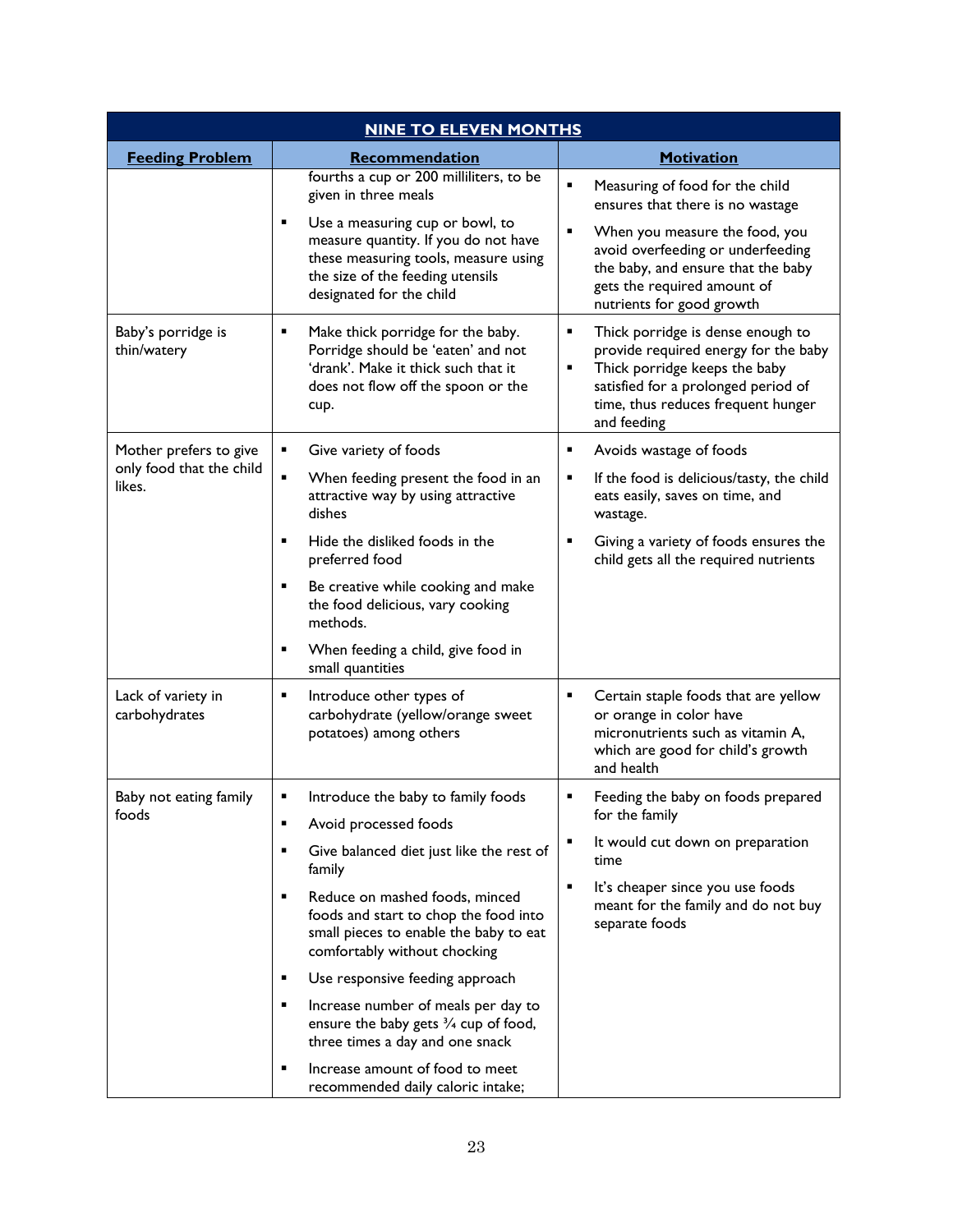| NINE TO ELEVEN MONTHS | | |
|---|---|---|
| **Feeding Problem** | **Recommendation** | **Motivation** |
| | fourths a cup or 200 milliliters, to be given in three meals<br>▪ Use a measuring cup or bowl, to measure quantity. If you do not have these measuring tools, measure using the size of the feeding utensils designated for the child | ▪ Measuring of food for the child ensures that there is no wastage<br>▪ When you measure the food, you avoid overfeeding or underfeeding the baby, and ensure that the baby gets the required amount of nutrients for good growth |
| Baby's porridge is thin/watery | ▪ Make thick porridge for the baby. Porridge should be 'eaten' and not 'drank'. Make it thick such that it does not flow off the spoon or the cup. | ▪ Thick porridge is dense enough to provide required energy for the baby<br>▪ Thick porridge keeps the baby satisfied for a prolonged period of time, thus reduces frequent hunger and feeding |
| Mother prefers to give only food that the child likes. | ▪ Give variety of foods<br>▪ When feeding present the food in an attractive way by using attractive dishes<br>▪ Hide the disliked foods in the preferred food<br>▪ Be creative while cooking and make the food delicious, vary cooking methods.<br>▪ When feeding a child, give food in small quantities | ▪ Avoids wastage of foods<br>▪ If the food is delicious/tasty, the child eats easily, saves on time, and wastage.<br>▪ Giving a variety of foods ensures the child gets all the required nutrients |
| Lack of variety in carbohydrates | ▪ Introduce other types of carbohydrate (yellow/orange sweet potatoes) among others | ▪ Certain staple foods that are yellow or orange in color have micronutrients such as vitamin A, which are good for child's growth and health |
| Baby not eating family foods | ▪ Introduce the baby to family foods<br>▪ Avoid processed foods<br>▪ Give balanced diet just like the rest of family<br>▪ Reduce on mashed foods, minced foods and start to chop the food into small pieces to enable the baby to eat comfortably without chocking<br>▪ Use responsive feeding approach<br>▪ Increase number of meals per day to ensure the baby gets ¾ cup of food, three times a day and one snack<br>▪ Increase amount of food to meet recommended daily caloric intake; | ▪ Feeding the baby on foods prepared for the family<br>▪ It would cut down on preparation time<br>▪ It's cheaper since you use foods meant for the family and do not buy separate foods |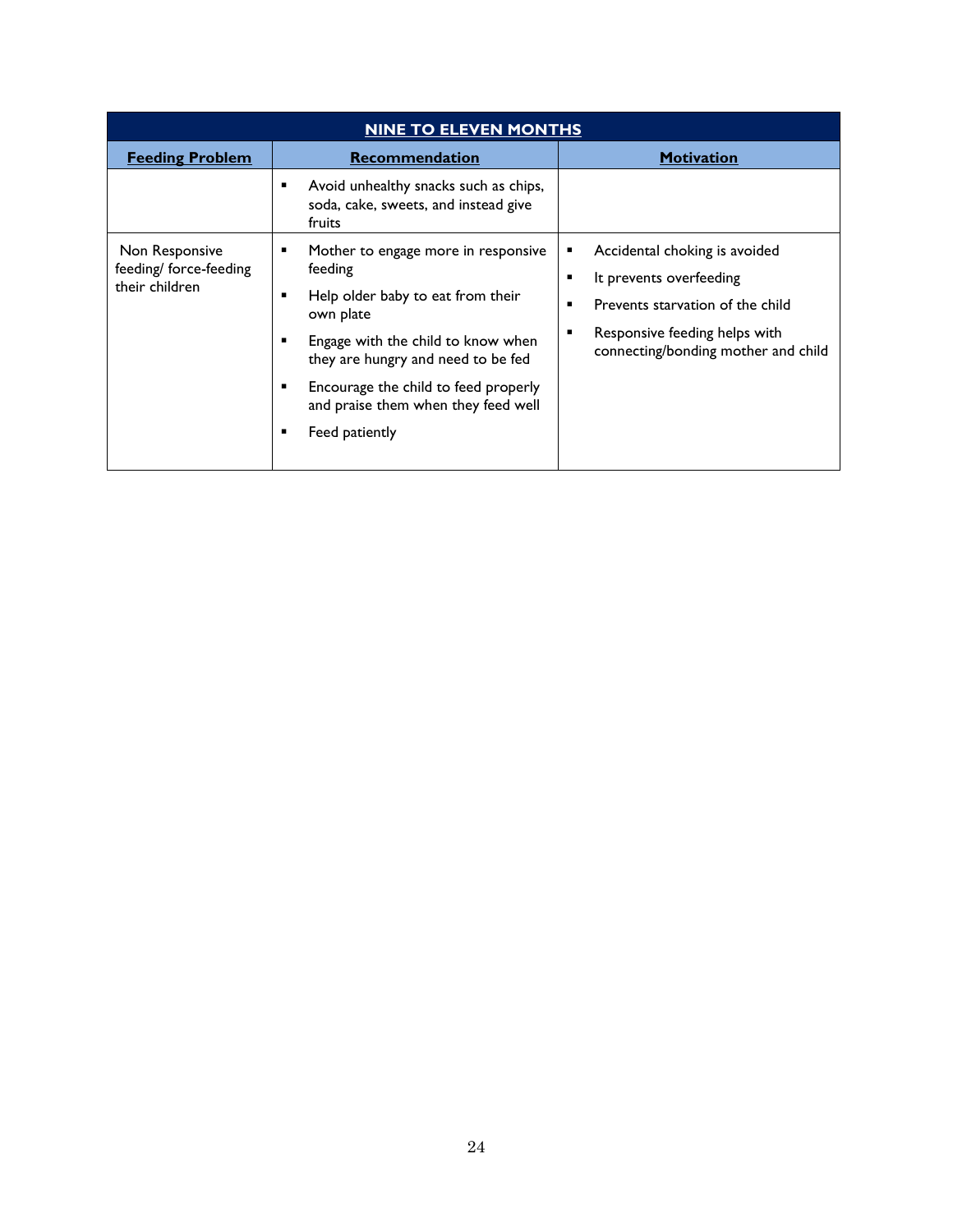| NINE TO ELEVEN MONTHS | | |
|---|---|---|
| **Feeding Problem** | **Recommendation** | **Motivation** |
| | ▪ Avoid unhealthy snacks such as chips, soda, cake, sweets, and instead give fruits | |
| Non Responsive feeding/ force-feeding their children | ▪ Mother to engage more in responsive feeding<br>▪ Help older baby to eat from their own plate<br>▪ Engage with the child to know when they are hungry and need to be fed<br>▪ Encourage the child to feed properly and praise them when they feed well<br>▪ Feed patiently | ▪ Accidental choking is avoided<br>▪ It prevents overfeeding<br>▪ Prevents starvation of the child<br>▪ Responsive feeding helps with connecting/bonding mother and child |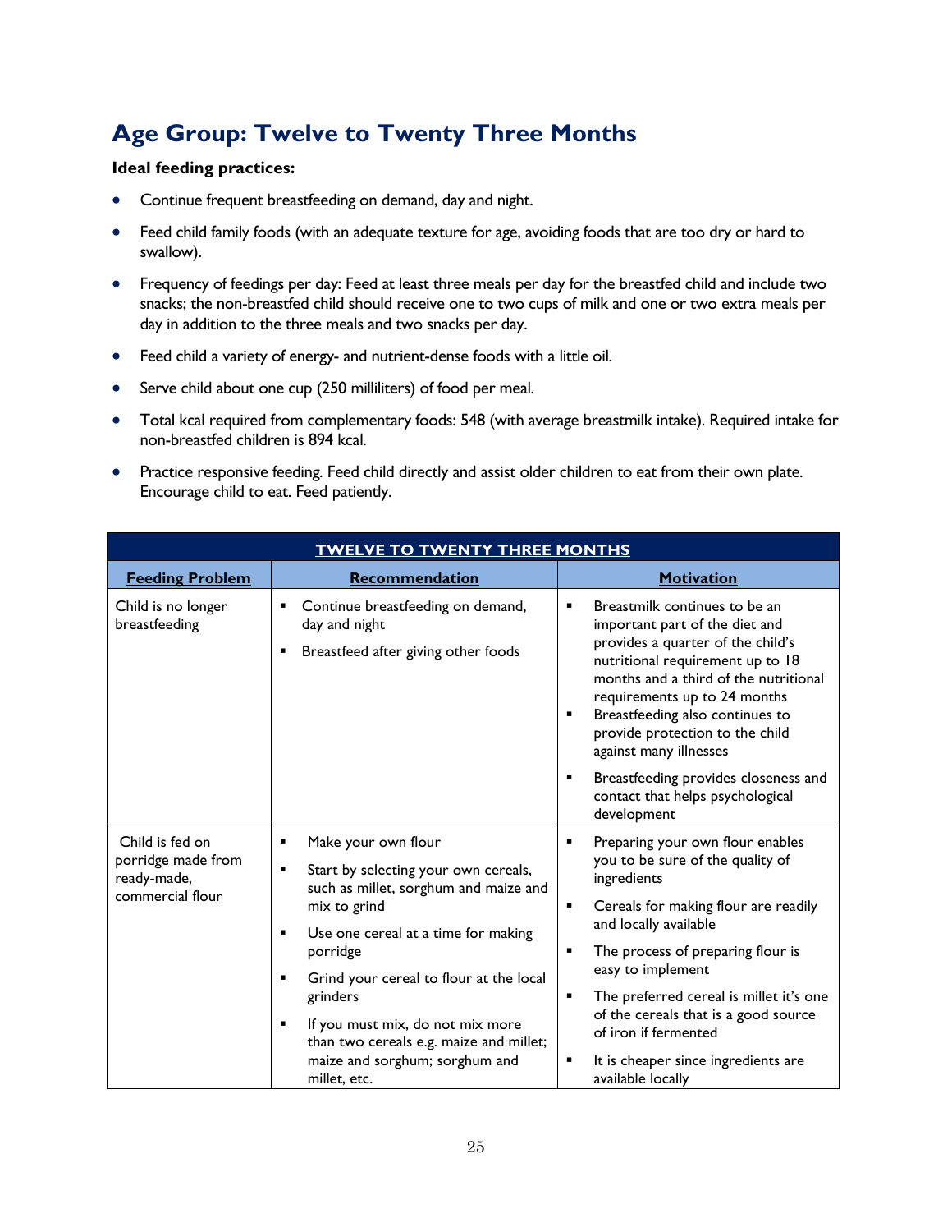## Age Group: Twelve to Twenty Three Months

**Ideal feeding practices:**

- Continue frequent breastfeeding on demand, day and night.
- Feed child family foods (with an adequate texture for age, avoiding foods that are too dry or hard to swallow).
- Frequency of feedings per day: Feed at least three meals per day for the breastfed child and include two snacks; the non-breastfed child should receive one to two cups of milk and one or two extra meals per day in addition to the three meals and two snacks per day.
- Feed child a variety of energy- and nutrient-dense foods with a little oil.
- Serve child about one cup (250 milliliters) of food per meal.
- Total kcal required from complementary foods: 548 (with average breastmilk intake). Required intake for non-breastfed children is 894 kcal.
- Practice responsive feeding. Feed child directly and assist older children to eat from their own plate. Encourage child to eat. Feed patiently.

| TWELVE TO TWENTY THREE MONTHS | | |
|---|---|---|
| **Feeding Problem** | **Recommendation** | **Motivation** |
| Child is no longer breastfeeding | ▪ Continue breastfeeding on demand, day and night<br>▪ Breastfeed after giving other foods | ▪ Breastmilk continues to be an important part of the diet and provides a quarter of the child's nutritional requirement up to 18 months and a third of the nutritional requirements up to 24 months<br>▪ Breastfeeding also continues to provide protection to the child against many illnesses<br>▪ Breastfeeding provides closeness and contact that helps psychological development |
| Child is fed on porridge made from ready-made, commercial flour | ▪ Make your own flour<br>▪ Start by selecting your own cereals, such as millet, sorghum and maize and mix to grind<br>▪ Use one cereal at a time for making porridge<br>▪ Grind your cereal to flour at the local grinders<br>▪ If you must mix, do not mix more than two cereals e.g. maize and millet; maize and sorghum; sorghum and millet, etc. | ▪ Preparing your own flour enables you to be sure of the quality of ingredients<br>▪ Cereals for making flour are readily and locally available<br>▪ The process of preparing flour is easy to implement<br>▪ The preferred cereal is millet it's one of the cereals that is a good source of iron if fermented<br>▪ It is cheaper since ingredients are available locally |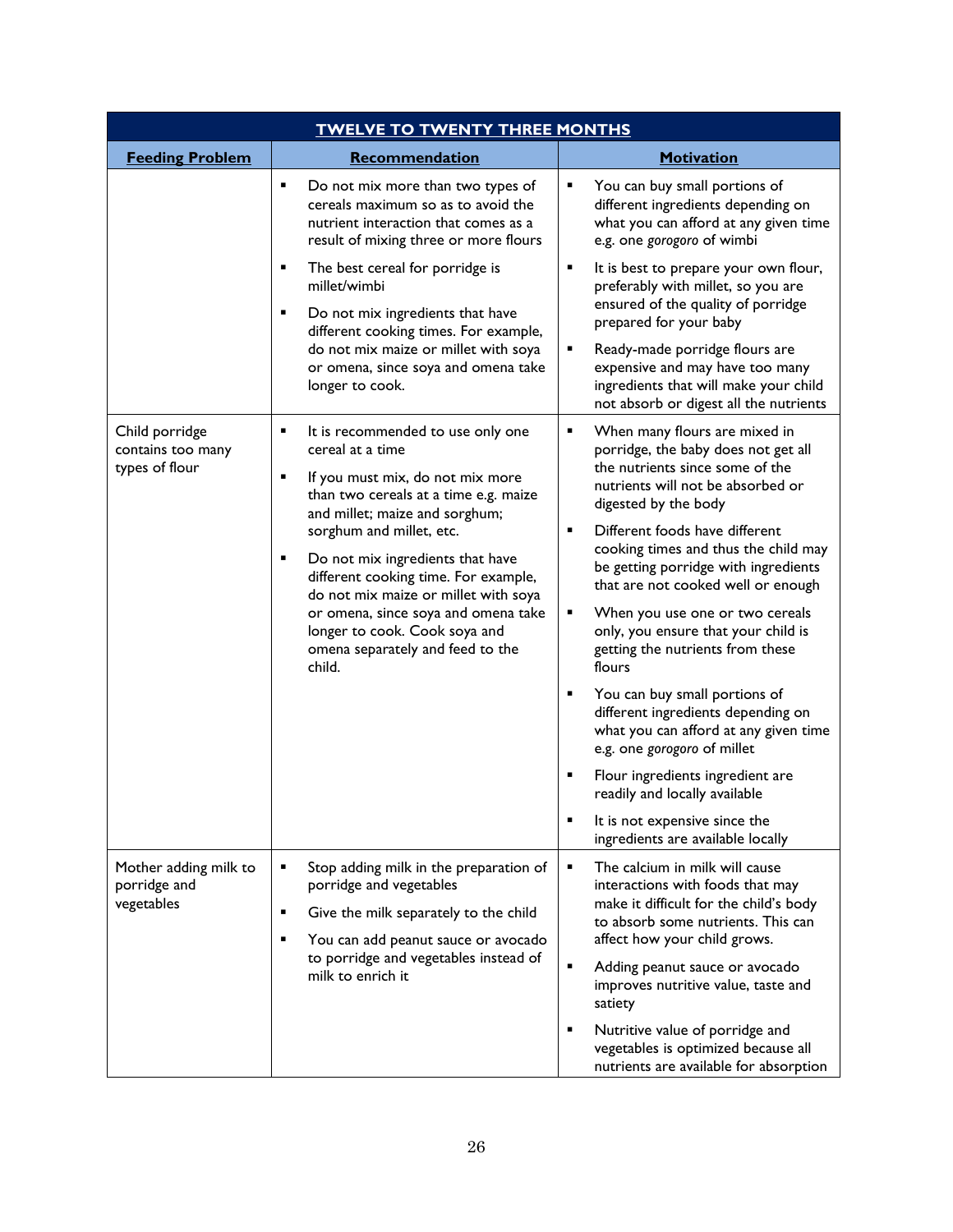| TWELVE TO TWENTY THREE MONTHS | | |
|---|---|---|
| **Feeding Problem** | **Recommendation** | **Motivation** |
| | ▪ Do not mix more than two types of cereals maximum so as to avoid the nutrient interaction that comes as a result of mixing three or more flours<br>▪ The best cereal for porridge is millet/wimbi<br>▪ Do not mix ingredients that have different cooking times. For example, do not mix maize or millet with soya or omena, since soya and omena take longer to cook. | ▪ You can buy small portions of different ingredients depending on what you can afford at any given time e.g. one *gorogoro* of wimbi<br>▪ It is best to prepare your own flour, preferably with millet, so you are ensured of the quality of porridge prepared for your baby<br>▪ Ready-made porridge flours are expensive and may have too many ingredients that will make your child not absorb or digest all the nutrients |
| Child porridge contains too many types of flour | ▪ It is recommended to use only one cereal at a time<br>▪ If you must mix, do not mix more than two cereals at a time e.g. maize and millet; maize and sorghum; sorghum and millet, etc.<br>▪ Do not mix ingredients that have different cooking time. For example, do not mix maize or millet with soya or omena, since soya and omena take longer to cook. Cook soya and omena separately and feed to the child. | ▪ When many flours are mixed in porridge, the baby does not get all the nutrients since some of the nutrients will not be absorbed or digested by the body<br>▪ Different foods have different cooking times and thus the child may be getting porridge with ingredients that are not cooked well or enough<br>▪ When you use one or two cereals only, you ensure that your child is getting the nutrients from these flours<br>▪ You can buy small portions of different ingredients depending on what you can afford at any given time e.g. one *gorogoro* of millet<br>▪ Flour ingredients ingredient are readily and locally available<br>▪ It is not expensive since the ingredients are available locally |
| Mother adding milk to porridge and vegetables | ▪ Stop adding milk in the preparation of porridge and vegetables<br>▪ Give the milk separately to the child<br>▪ You can add peanut sauce or avocado to porridge and vegetables instead of milk to enrich it | ▪ The calcium in milk will cause interactions with foods that may make it difficult for the child's body to absorb some nutrients. This can affect how your child grows.<br>▪ Adding peanut sauce or avocado improves nutritive value, taste and satiety<br>▪ Nutritive value of porridge and vegetables is optimized because all nutrients are available for absorption |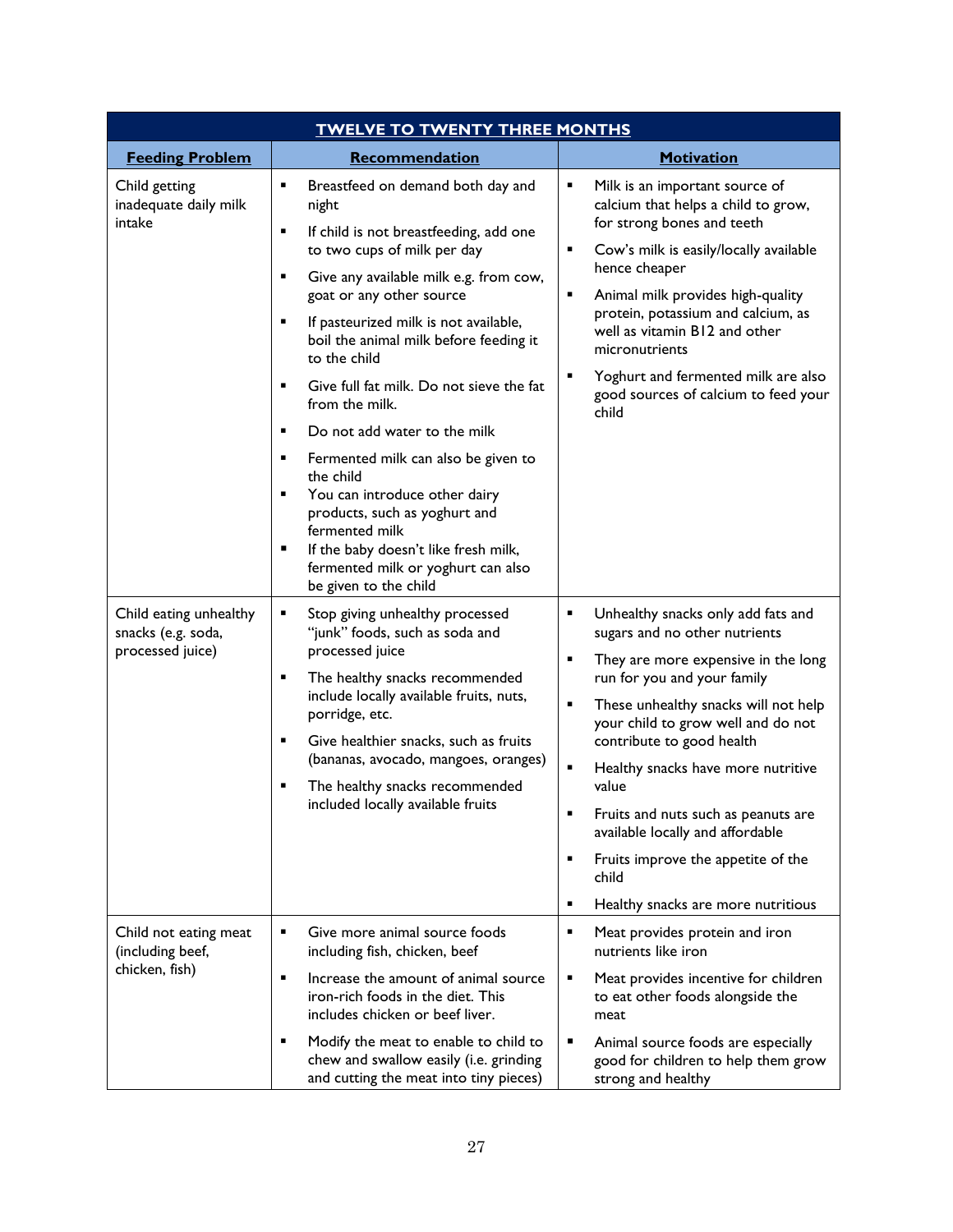| TWELVE TO TWENTY THREE MONTHS | | |
|---|---|---|
| **Feeding Problem** | **Recommendation** | **Motivation** |
| Child getting inadequate daily milk intake | ▪ Breastfeed on demand both day and night<br>▪ If child is not breastfeeding, add one to two cups of milk per day<br>▪ Give any available milk e.g. from cow, goat or any other source<br>▪ If pasteurized milk is not available, boil the animal milk before feeding it to the child<br>▪ Give full fat milk. Do not sieve the fat from the milk.<br>▪ Do not add water to the milk<br>▪ Fermented milk can also be given to the child<br>▪ You can introduce other dairy products, such as yoghurt and fermented milk<br>▪ If the baby doesn't like fresh milk, fermented milk or yoghurt can also be given to the child | ▪ Milk is an important source of calcium that helps a child to grow, for strong bones and teeth<br>▪ Cow's milk is easily/locally available hence cheaper<br>▪ Animal milk provides high-quality protein, potassium and calcium, as well as vitamin B12 and other micronutrients<br>▪ Yoghurt and fermented milk are also good sources of calcium to feed your child |
| Child eating unhealthy snacks (e.g. soda, processed juice) | ▪ Stop giving unhealthy processed "junk" foods, such as soda and processed juice<br>▪ The healthy snacks recommended include locally available fruits, nuts, porridge, etc.<br>▪ Give healthier snacks, such as fruits (bananas, avocado, mangoes, oranges)<br>▪ The healthy snacks recommended included locally available fruits | ▪ Unhealthy snacks only add fats and sugars and no other nutrients<br>▪ They are more expensive in the long run for you and your family<br>▪ These unhealthy snacks will not help your child to grow well and do not contribute to good health<br>▪ Healthy snacks have more nutritive value<br>▪ Fruits and nuts such as peanuts are available locally and affordable<br>▪ Fruits improve the appetite of the child<br>▪ Healthy snacks are more nutritious |
| Child not eating meat (including beef, chicken, fish) | ▪ Give more animal source foods including fish, chicken, beef<br>▪ Increase the amount of animal source iron-rich foods in the diet. This includes chicken or beef liver.<br>▪ Modify the meat to enable to child to chew and swallow easily (i.e. grinding and cutting the meat into tiny pieces) | ▪ Meat provides protein and iron nutrients like iron<br>▪ Meat provides incentive for children to eat other foods alongside the meat<br>▪ Animal source foods are especially good for children to help them grow strong and healthy |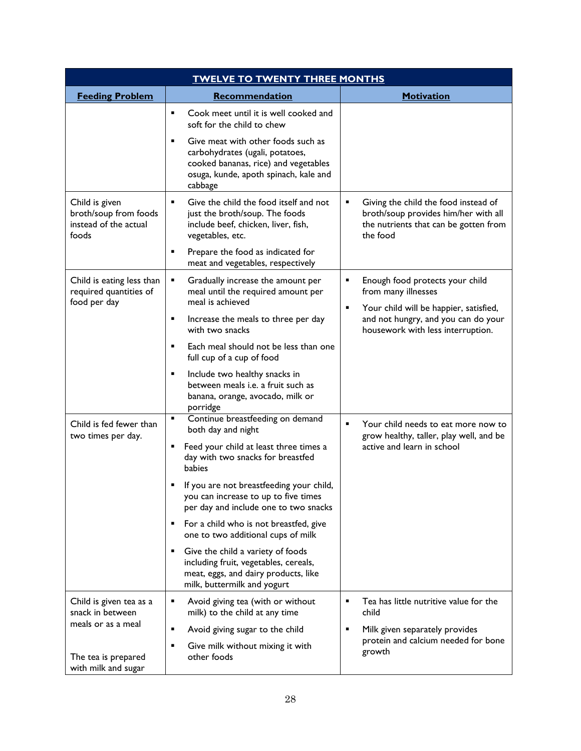| TWELVE TO TWENTY THREE MONTHS | | |
|---|---|---|
| **Feeding Problem** | **Recommendation** | **Motivation** |
| | ▪ Cook meet until it is well cooked and soft for the child to chew<br>▪ Give meat with other foods such as carbohydrates (ugali, potatoes, cooked bananas, rice) and vegetables osuga, kunde, apoth spinach, kale and cabbage | |
| Child is given broth/soup from foods instead of the actual foods | ▪ Give the child the food itself and not just the broth/soup. The foods include beef, chicken, liver, fish, vegetables, etc.<br>▪ Prepare the food as indicated for meat and vegetables, respectively | ▪ Giving the child the food instead of broth/soup provides him/her with all the nutrients that can be gotten from the food |
| Child is eating less than required quantities of food per day | ▪ Gradually increase the amount per meal until the required amount per meal is achieved<br>▪ Increase the meals to three per day with two snacks<br>▪ Each meal should not be less than one full cup of a cup of food<br>▪ Include two healthy snacks in between meals i.e. a fruit such as banana, orange, avocado, milk or porridge | ▪ Enough food protects your child from many illnesses<br>▪ Your child will be happier, satisfied, and not hungry, and you can do your housework with less interruption. |
| Child is fed fewer than two times per day. | ▪ Continue breastfeeding on demand both day and night<br>▪ Feed your child at least three times a day with two snacks for breastfed babies<br>▪ If you are not breastfeeding your child, you can increase to up to five times per day and include one to two snacks<br>▪ For a child who is not breastfed, give one to two additional cups of milk<br>▪ Give the child a variety of foods including fruit, vegetables, cereals, meat, eggs, and dairy products, like milk, buttermilk and yogurt | ▪ Your child needs to eat more now to grow healthy, taller, play well, and be active and learn in school |
| Child is given tea as a snack in between meals or as a meal<br><br>The tea is prepared with milk and sugar | ▪ Avoid giving tea (with or without milk) to the child at any time<br>▪ Avoid giving sugar to the child<br>▪ Give milk without mixing it with other foods | ▪ Tea has little nutritive value for the child<br>▪ Milk given separately provides protein and calcium needed for bone growth |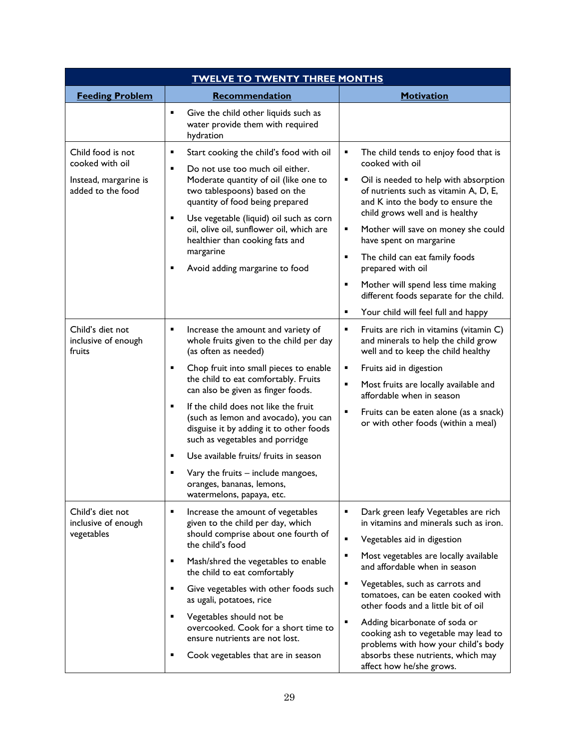| TWELVE TO TWENTY THREE MONTHS | | |
|---|---|---|
| **Feeding Problem** | **Recommendation** | **Motivation** |
| | ▪ Give the child other liquids such as water provide them with required hydration | |
| Child food is not cooked with oil<br><br>Instead, margarine is added to the food | ▪ Start cooking the child's food with oil<br>▪ Do not use too much oil either. Moderate quantity of oil (like one to two tablespoons) based on the quantity of food being prepared<br>▪ Use vegetable (liquid) oil such as corn oil, olive oil, sunflower oil, which are healthier than cooking fats and margarine<br>▪ Avoid adding margarine to food | ▪ The child tends to enjoy food that is cooked with oil<br>▪ Oil is needed to help with absorption of nutrients such as vitamin A, D, E, and K into the body to ensure the child grows well and is healthy<br>▪ Mother will save on money she could have spent on margarine<br>▪ The child can eat family foods prepared with oil<br>▪ Mother will spend less time making different foods separate for the child.<br>▪ Your child will feel full and happy |
| Child's diet not inclusive of enough fruits | ▪ Increase the amount and variety of whole fruits given to the child per day (as often as needed)<br>▪ Chop fruit into small pieces to enable the child to eat comfortably. Fruits can also be given as finger foods.<br>▪ If the child does not like the fruit (such as lemon and avocado), you can disguise it by adding it to other foods such as vegetables and porridge<br>▪ Use available fruits/ fruits in season<br>▪ Vary the fruits – include mangoes, oranges, bananas, lemons, watermelons, papaya, etc. | ▪ Fruits are rich in vitamins (vitamin C) and minerals to help the child grow well and to keep the child healthy<br>▪ Fruits aid in digestion<br>▪ Most fruits are locally available and affordable when in season<br>▪ Fruits can be eaten alone (as a snack) or with other foods (within a meal) |
| Child's diet not inclusive of enough vegetables | ▪ Increase the amount of vegetables given to the child per day, which should comprise about one fourth of the child's food<br>▪ Mash/shred the vegetables to enable the child to eat comfortably<br>▪ Give vegetables with other foods such as ugali, potatoes, rice<br>▪ Vegetables should not be overcooked. Cook for a short time to ensure nutrients are not lost.<br>▪ Cook vegetables that are in season | ▪ Dark green leafy Vegetables are rich in vitamins and minerals such as iron.<br>▪ Vegetables aid in digestion<br>▪ Most vegetables are locally available and affordable when in season<br>▪ Vegetables, such as carrots and tomatoes, can be eaten cooked with other foods and a little bit of oil<br>▪ Adding bicarbonate of soda or cooking ash to vegetable may lead to problems with how your child's body absorbs these nutrients, which may affect how he/she grows. |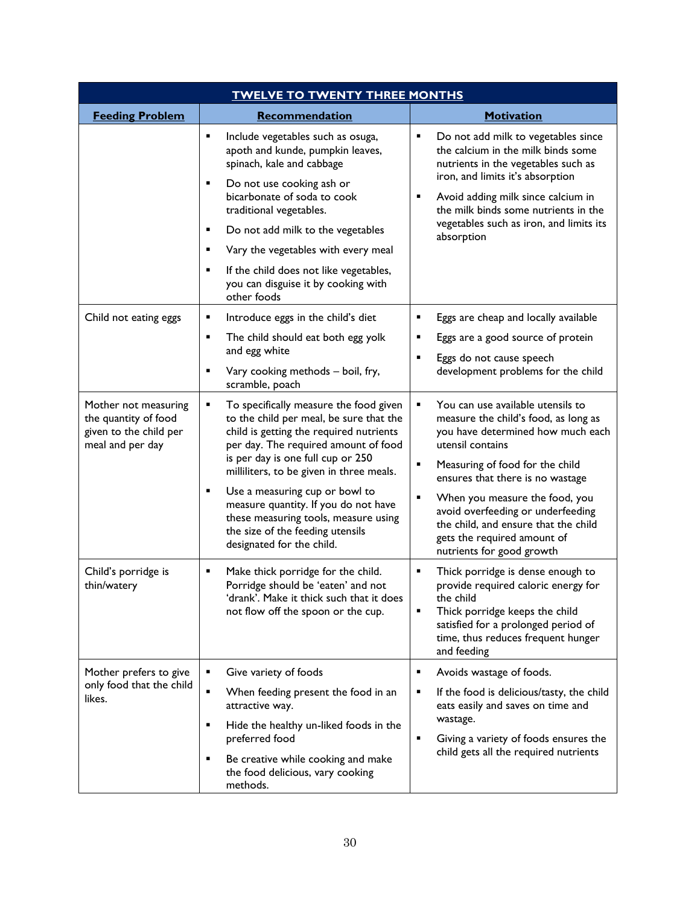| TWELVE TO TWENTY THREE MONTHS | | |
|---|---|---|
| **Feeding Problem** | **Recommendation** | **Motivation** |
| | ▪ Include vegetables such as osuga, apoth and kunde, pumpkin leaves, spinach, kale and cabbage<br>▪ Do not use cooking ash or bicarbonate of soda to cook traditional vegetables.<br>▪ Do not add milk to the vegetables<br>▪ Vary the vegetables with every meal<br>▪ If the child does not like vegetables, you can disguise it by cooking with other foods | ▪ Do not add milk to vegetables since the calcium in the milk binds some nutrients in the vegetables such as iron, and limits it's absorption<br>▪ Avoid adding milk since calcium in the milk binds some nutrients in the vegetables such as iron, and limits its absorption |
| Child not eating eggs | ▪ Introduce eggs in the child's diet<br>▪ The child should eat both egg yolk and egg white<br>▪ Vary cooking methods – boil, fry, scramble, poach | ▪ Eggs are cheap and locally available<br>▪ Eggs are a good source of protein<br>▪ Eggs do not cause speech development problems for the child |
| Mother not measuring the quantity of food given to the child per meal and per day | ▪ To specifically measure the food given to the child per meal, be sure that the child is getting the required nutrients per day. The required amount of food is per day is one full cup or 250 milliliters, to be given in three meals.<br>▪ Use a measuring cup or bowl to measure quantity. If you do not have these measuring tools, measure using the size of the feeding utensils designated for the child. | ▪ You can use available utensils to measure the child's food, as long as you have determined how much each utensil contains<br>▪ Measuring of food for the child ensures that there is no wastage<br>▪ When you measure the food, you avoid overfeeding or underfeeding the child, and ensure that the child gets the required amount of nutrients for good growth |
| Child's porridge is thin/watery | ▪ Make thick porridge for the child. Porridge should be 'eaten' and not 'drank'. Make it thick such that it does not flow off the spoon or the cup. | ▪ Thick porridge is dense enough to provide required caloric energy for the child<br>▪ Thick porridge keeps the child satisfied for a prolonged period of time, thus reduces frequent hunger and feeding |
| Mother prefers to give only food that the child likes. | ▪ Give variety of foods<br>▪ When feeding present the food in an attractive way.<br>▪ Hide the healthy un-liked foods in the preferred food<br>▪ Be creative while cooking and make the food delicious, vary cooking methods. | ▪ Avoids wastage of foods.<br>▪ If the food is delicious/tasty, the child eats easily and saves on time and wastage.<br>▪ Giving a variety of foods ensures the child gets all the required nutrients |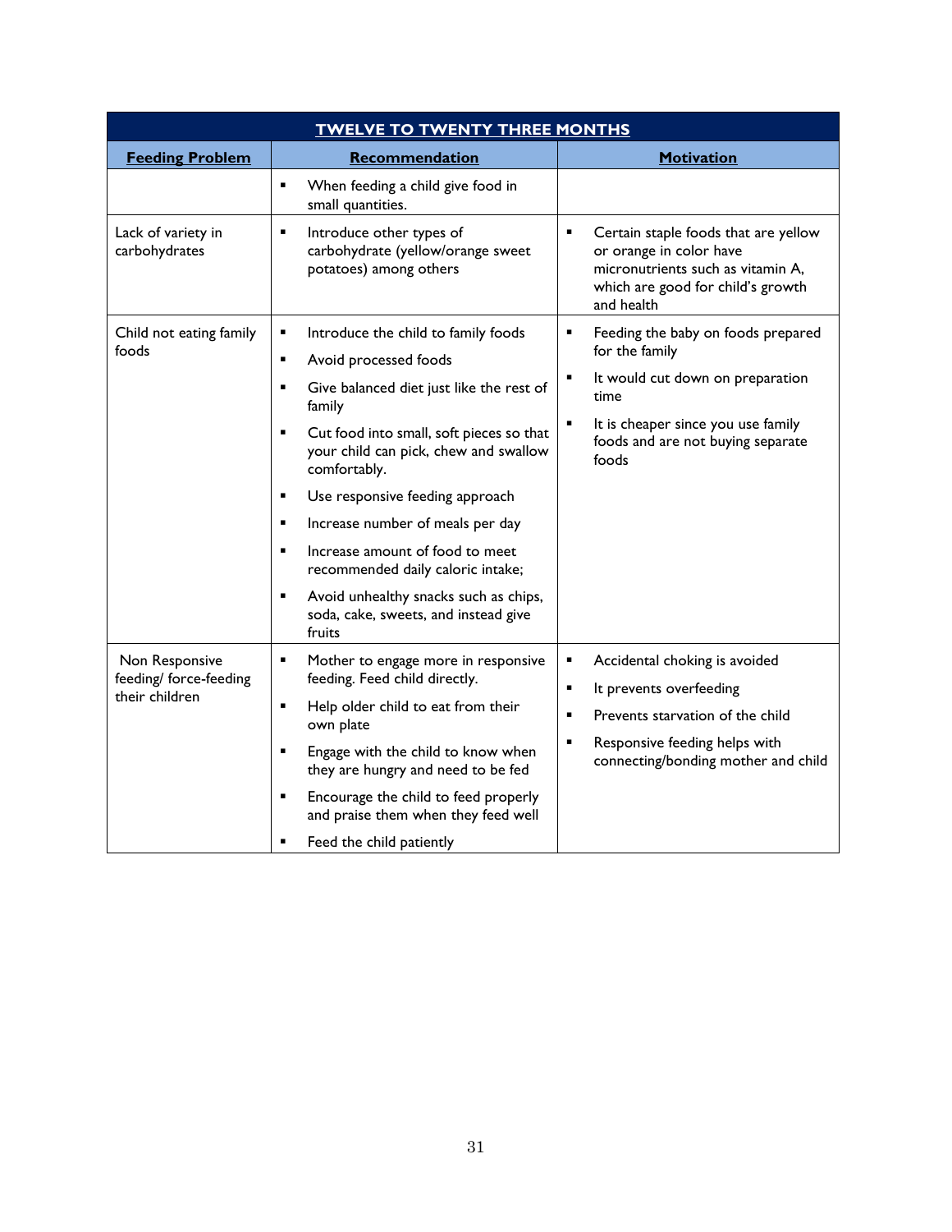| TWELVE TO TWENTY THREE MONTHS | | |
|---|---|---|
| **Feeding Problem** | **Recommendation** | **Motivation** |
| | ▪ When feeding a child give food in small quantities. | |
| Lack of variety in carbohydrates | ▪ Introduce other types of carbohydrate (yellow/orange sweet potatoes) among others | ▪ Certain staple foods that are yellow or orange in color have micronutrients such as vitamin A, which are good for child's growth and health |
| Child not eating family foods | ▪ Introduce the child to family foods<br>▪ Avoid processed foods<br>▪ Give balanced diet just like the rest of family<br>▪ Cut food into small, soft pieces so that your child can pick, chew and swallow comfortably.<br>▪ Use responsive feeding approach<br>▪ Increase number of meals per day<br>▪ Increase amount of food to meet recommended daily caloric intake;<br>▪ Avoid unhealthy snacks such as chips, soda, cake, sweets, and instead give fruits | ▪ Feeding the baby on foods prepared for the family<br>▪ It would cut down on preparation time<br>▪ It is cheaper since you use family foods and are not buying separate foods |
| Non Responsive feeding/ force-feeding their children | ▪ Mother to engage more in responsive feeding. Feed child directly.<br>▪ Help older child to eat from their own plate<br>▪ Engage with the child to know when they are hungry and need to be fed<br>▪ Encourage the child to feed properly and praise them when they feed well<br>▪ Feed the child patiently | ▪ Accidental choking is avoided<br>▪ It prevents overfeeding<br>▪ Prevents starvation of the child<br>▪ Responsive feeding helps with connecting/bonding mother and child |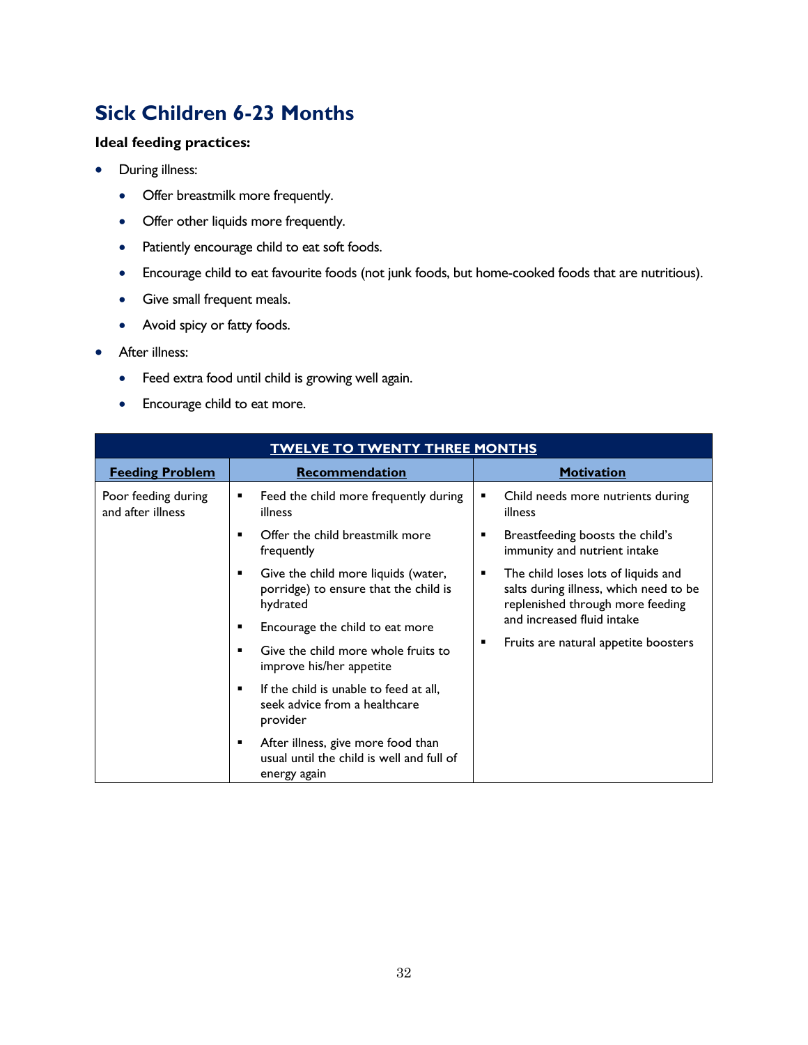## Sick Children 6-23 Months

**Ideal feeding practices:**

- During illness:
  - Offer breastmilk more frequently.
  - Offer other liquids more frequently.
  - Patiently encourage child to eat soft foods.
  - Encourage child to eat favourite foods (not junk foods, but home-cooked foods that are nutritious).
  - Give small frequent meals.
  - Avoid spicy or fatty foods.
- After illness:
  - Feed extra food until child is growing well again.
  - Encourage child to eat more.

| TWELVE TO TWENTY THREE MONTHS | | |
|---|---|---|
| **Feeding Problem** | **Recommendation** | **Motivation** |
| Poor feeding during and after illness | ▪ Feed the child more frequently during illness<br>▪ Offer the child breastmilk more frequently<br>▪ Give the child more liquids (water, porridge) to ensure that the child is hydrated<br>▪ Encourage the child to eat more<br>▪ Give the child more whole fruits to improve his/her appetite<br>▪ If the child is unable to feed at all, seek advice from a healthcare provider<br>▪ After illness, give more food than usual until the child is well and full of energy again | ▪ Child needs more nutrients during illness<br>▪ Breastfeeding boosts the child's immunity and nutrient intake<br>▪ The child loses lots of liquids and salts during illness, which need to be replenished through more feeding and increased fluid intake<br>▪ Fruits are natural appetite boosters |